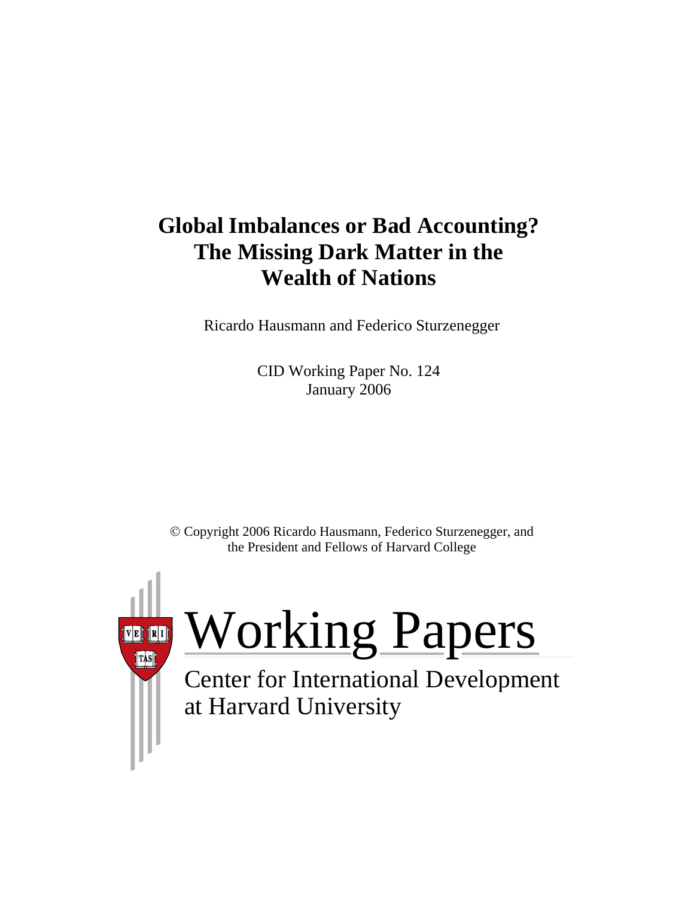# Global Imbalances or Bad Accounting? The Missing Dark Matter in the Wealth of Nations

Ricardo Hausmann and Federico Sturzenegger

CID Working Paper No. 124
January 2006

© Copyright 2006 Ricardo Hausmann, Federico Sturzenegger, and the President and Fellows of Harvard College

Working Papers

Center for International Development at Harvard University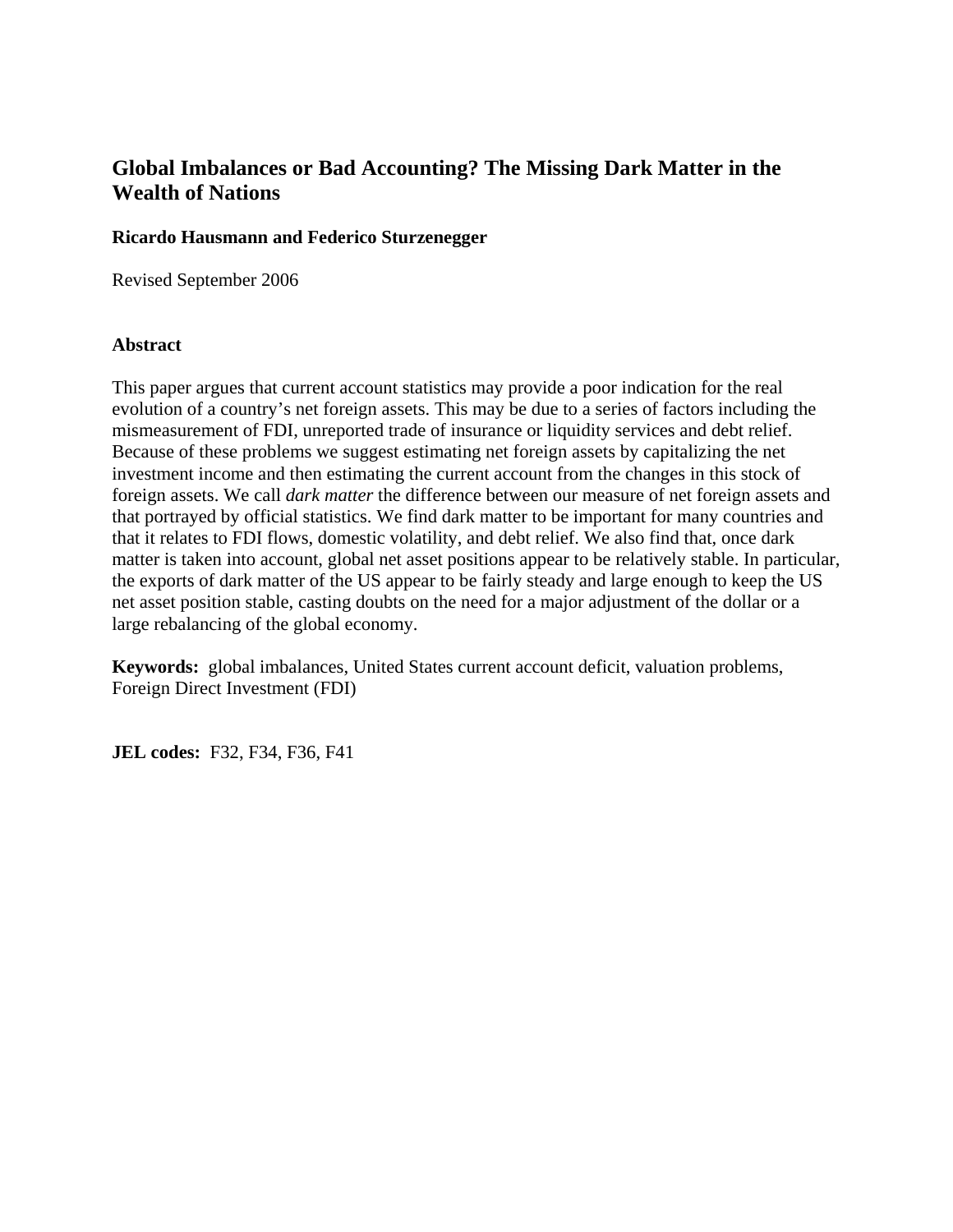# Global Imbalances or Bad Accounting? The Missing Dark Matter in the Wealth of Nations

**Ricardo Hausmann and Federico Sturzenegger**

Revised September 2006

## Abstract

This paper argues that current account statistics may provide a poor indication for the real evolution of a country's net foreign assets. This may be due to a series of factors including the mismeasurement of FDI, unreported trade of insurance or liquidity services and debt relief. Because of these problems we suggest estimating net foreign assets by capitalizing the net investment income and then estimating the current account from the changes in this stock of foreign assets. We call *dark matter* the difference between our measure of net foreign assets and that portrayed by official statistics. We find dark matter to be important for many countries and that it relates to FDI flows, domestic volatility, and debt relief. We also find that, once dark matter is taken into account, global net asset positions appear to be relatively stable. In particular, the exports of dark matter of the US appear to be fairly steady and large enough to keep the US net asset position stable, casting doubts on the need for a major adjustment of the dollar or a large rebalancing of the global economy.

**Keywords:** global imbalances, United States current account deficit, valuation problems, Foreign Direct Investment (FDI)

**JEL codes:** F32, F34, F36, F41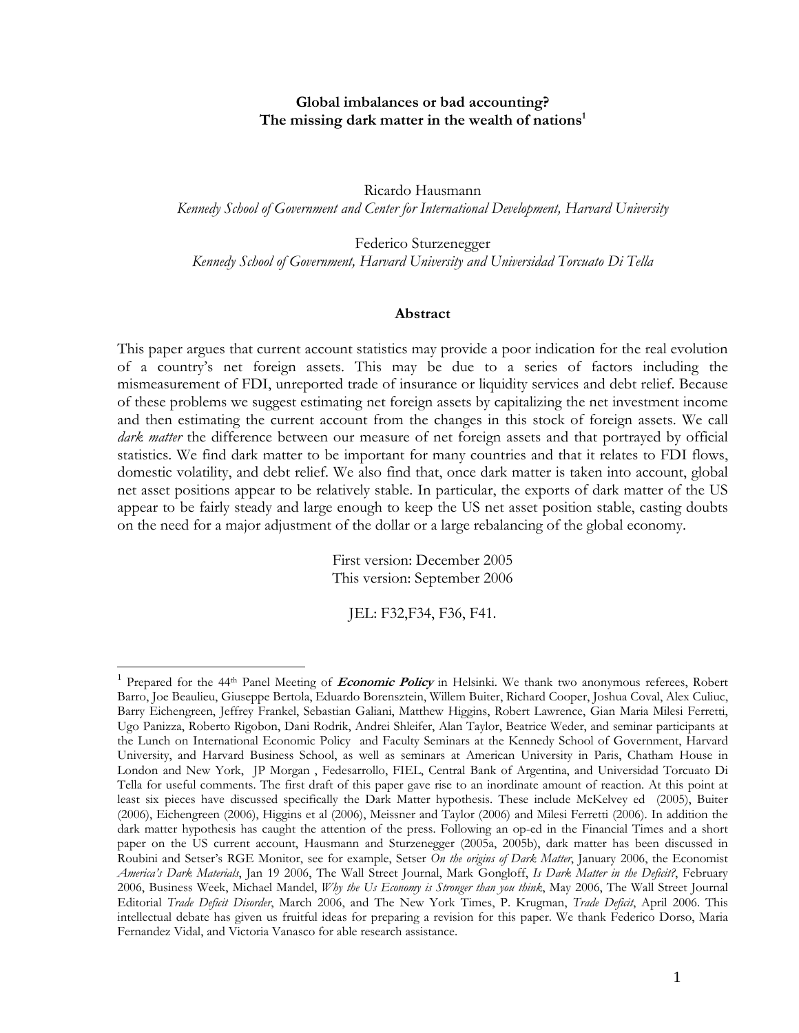**Global imbalances or bad accounting?**
**The missing dark matter in the wealth of nations**[1]

Ricardo Hausmann
*Kennedy School of Government and Center for International Development, Harvard University*

Federico Sturzenegger
*Kennedy School of Government, Harvard University and Universidad Torcuato Di Tella*

**Abstract**

This paper argues that current account statistics may provide a poor indication for the real evolution of a country's net foreign assets. This may be due to a series of factors including the mismeasurement of FDI, unreported trade of insurance or liquidity services and debt relief. Because of these problems we suggest estimating net foreign assets by capitalizing the net investment income and then estimating the current account from the changes in this stock of foreign assets. We call *dark matter* the difference between our measure of net foreign assets and that portrayed by official statistics. We find dark matter to be important for many countries and that it relates to FDI flows, domestic volatility, and debt relief. We also find that, once dark matter is taken into account, global net asset positions appear to be relatively stable. In particular, the exports of dark matter of the US appear to be fairly steady and large enough to keep the US net asset position stable, casting doubts on the need for a major adjustment of the dollar or a large rebalancing of the global economy.

First version: December 2005
This version: September 2006

JEL: F32,F34, F36, F41.

[1] Prepared for the 44th Panel Meeting of ***Economic Policy*** in Helsinki. We thank two anonymous referees, Robert Barro, Joe Beaulieu, Giuseppe Bertola, Eduardo Borensztein, Willem Buiter, Richard Cooper, Joshua Coval, Alex Culiuc, Barry Eichengreen, Jeffrey Frankel, Sebastian Galiani, Matthew Higgins, Robert Lawrence, Gian Maria Milesi Ferretti, Ugo Panizza, Roberto Rigobon, Dani Rodrik, Andrei Shleifer, Alan Taylor, Beatrice Weder, and seminar participants at the Lunch on International Economic Policy and Faculty Seminars at the Kennedy School of Government, Harvard University, and Harvard Business School, as well as seminars at American University in Paris, Chatham House in London and New York, JP Morgan , Fedesarrollo, FIEL, Central Bank of Argentina, and Universidad Torcuato Di Tella for useful comments. The first draft of this paper gave rise to an inordinate amount of reaction. At this point at least six pieces have discussed specifically the Dark Matter hypothesis. These include McKelvey ed (2005), Buiter (2006), Eichengreen (2006), Higgins et al (2006), Meissner and Taylor (2006) and Milesi Ferretti (2006). In addition the dark matter hypothesis has caught the attention of the press. Following an op-ed in the Financial Times and a short paper on the US current account, Hausmann and Sturzenegger (2005a, 2005b), dark matter has been discussed in Roubini and Setser's RGE Monitor, see for example, Setser *On the origins of Dark Matter*, January 2006, the Economist *America's Dark Materials*, Jan 19 2006, The Wall Street Journal, Mark Gongloff, *Is Dark Matter in the Deficit?*, February 2006, Business Week, Michael Mandel, *Why the Us Economy is Stronger than you think*, May 2006, The Wall Street Journal Editorial *Trade Deficit Disorder*, March 2006, and The New York Times, P. Krugman, *Trade Deficit*, April 2006. This intellectual debate has given us fruitful ideas for preparing a revision for this paper. We thank Federico Dorso, Maria Fernandez Vidal, and Victoria Vanasco for able research assistance.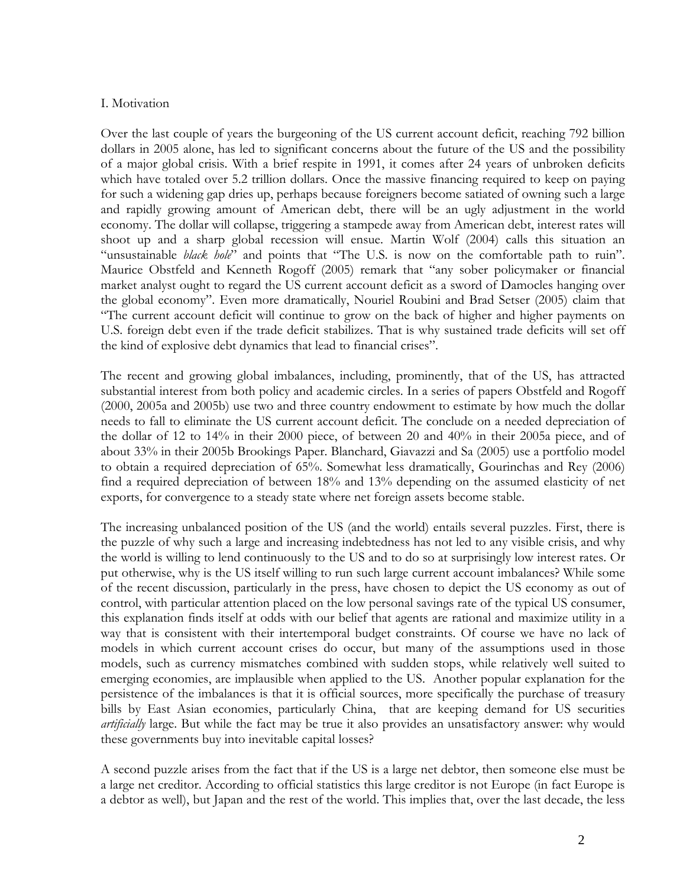I. Motivation

Over the last couple of years the burgeoning of the US current account deficit, reaching 792 billion dollars in 2005 alone, has led to significant concerns about the future of the US and the possibility of a major global crisis. With a brief respite in 1991, it comes after 24 years of unbroken deficits which have totaled over 5.2 trillion dollars. Once the massive financing required to keep on paying for such a widening gap dries up, perhaps because foreigners become satiated of owning such a large and rapidly growing amount of American debt, there will be an ugly adjustment in the world economy. The dollar will collapse, triggering a stampede away from American debt, interest rates will shoot up and a sharp global recession will ensue. Martin Wolf (2004) calls this situation an "unsustainable *black hole*" and points that "The U.S. is now on the comfortable path to ruin". Maurice Obstfeld and Kenneth Rogoff (2005) remark that "any sober policymaker or financial market analyst ought to regard the US current account deficit as a sword of Damocles hanging over the global economy". Even more dramatically, Nouriel Roubini and Brad Setser (2005) claim that "The current account deficit will continue to grow on the back of higher and higher payments on U.S. foreign debt even if the trade deficit stabilizes. That is why sustained trade deficits will set off the kind of explosive debt dynamics that lead to financial crises".

The recent and growing global imbalances, including, prominently, that of the US, has attracted substantial interest from both policy and academic circles. In a series of papers Obstfeld and Rogoff (2000, 2005a and 2005b) use two and three country endowment to estimate by how much the dollar needs to fall to eliminate the US current account deficit. The conclude on a needed depreciation of the dollar of 12 to 14% in their 2000 piece, of between 20 and 40% in their 2005a piece, and of about 33% in their 2005b Brookings Paper. Blanchard, Giavazzi and Sa (2005) use a portfolio model to obtain a required depreciation of 65%. Somewhat less dramatically, Gourinchas and Rey (2006) find a required depreciation of between 18% and 13% depending on the assumed elasticity of net exports, for convergence to a steady state where net foreign assets become stable.

The increasing unbalanced position of the US (and the world) entails several puzzles. First, there is the puzzle of why such a large and increasing indebtedness has not led to any visible crisis, and why the world is willing to lend continuously to the US and to do so at surprisingly low interest rates. Or put otherwise, why is the US itself willing to run such large current account imbalances? While some of the recent discussion, particularly in the press, have chosen to depict the US economy as out of control, with particular attention placed on the low personal savings rate of the typical US consumer, this explanation finds itself at odds with our belief that agents are rational and maximize utility in a way that is consistent with their intertemporal budget constraints. Of course we have no lack of models in which current account crises do occur, but many of the assumptions used in those models, such as currency mismatches combined with sudden stops, while relatively well suited to emerging economies, are implausible when applied to the US. Another popular explanation for the persistence of the imbalances is that it is official sources, more specifically the purchase of treasury bills by East Asian economies, particularly China, that are keeping demand for US securities *artificially* large. But while the fact may be true it also provides an unsatisfactory answer: why would these governments buy into inevitable capital losses?

A second puzzle arises from the fact that if the US is a large net debtor, then someone else must be a large net creditor. According to official statistics this large creditor is not Europe (in fact Europe is a debtor as well), but Japan and the rest of the world. This implies that, over the last decade, the less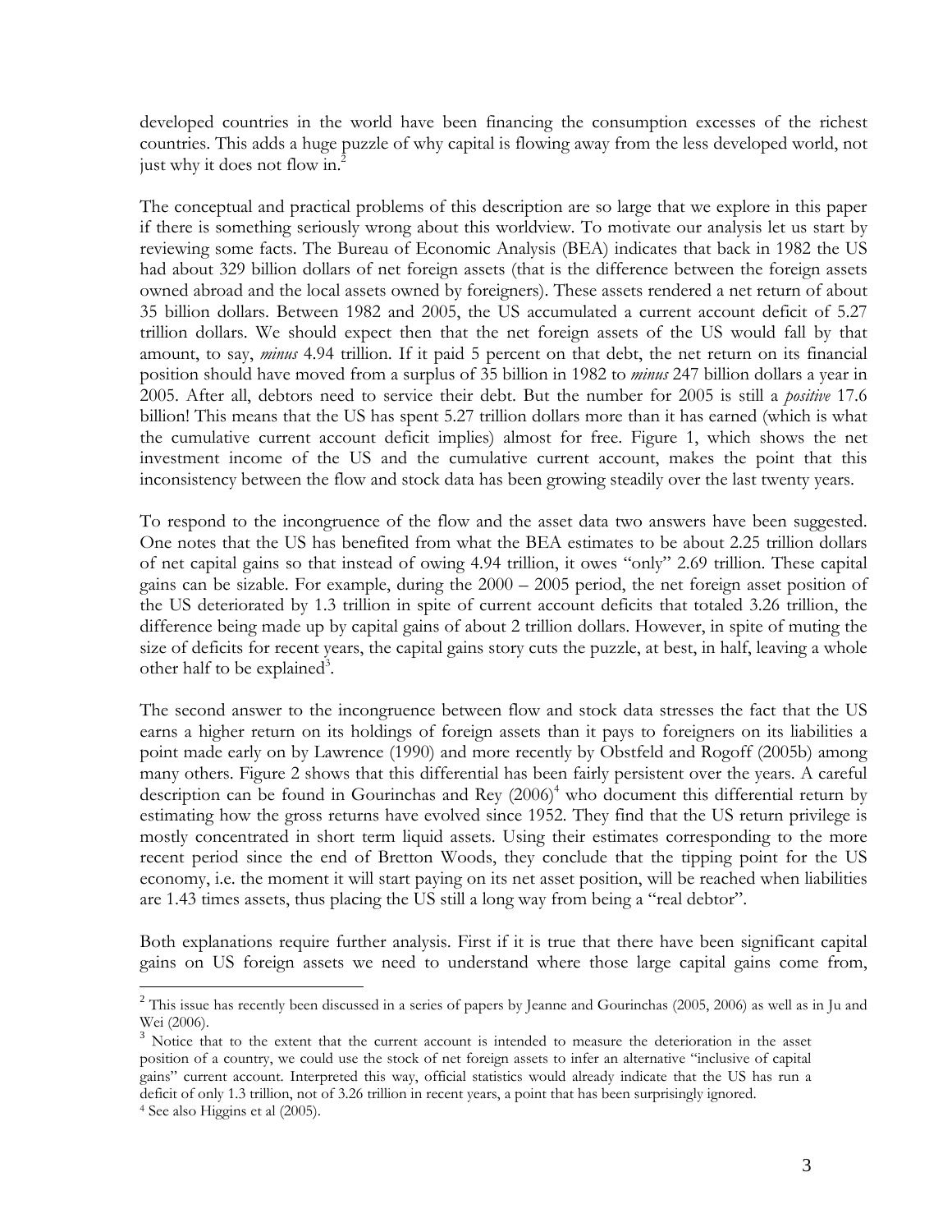developed countries in the world have been financing the consumption excesses of the richest countries. This adds a huge puzzle of why capital is flowing away from the less developed world, not just why it does not flow in.[2]

The conceptual and practical problems of this description are so large that we explore in this paper if there is something seriously wrong about this worldview. To motivate our analysis let us start by reviewing some facts. The Bureau of Economic Analysis (BEA) indicates that back in 1982 the US had about 329 billion dollars of net foreign assets (that is the difference between the foreign assets owned abroad and the local assets owned by foreigners). These assets rendered a net return of about 35 billion dollars. Between 1982 and 2005, the US accumulated a current account deficit of 5.27 trillion dollars. We should expect then that the net foreign assets of the US would fall by that amount, to say, *minus* 4.94 trillion. If it paid 5 percent on that debt, the net return on its financial position should have moved from a surplus of 35 billion in 1982 to *minus* 247 billion dollars a year in 2005. After all, debtors need to service their debt. But the number for 2005 is still a *positive* 17.6 billion! This means that the US has spent 5.27 trillion dollars more than it has earned (which is what the cumulative current account deficit implies) almost for free. Figure 1, which shows the net investment income of the US and the cumulative current account, makes the point that this inconsistency between the flow and stock data has been growing steadily over the last twenty years.

To respond to the incongruence of the flow and the asset data two answers have been suggested. One notes that the US has benefited from what the BEA estimates to be about 2.25 trillion dollars of net capital gains so that instead of owing 4.94 trillion, it owes "only" 2.69 trillion. These capital gains can be sizable. For example, during the 2000 – 2005 period, the net foreign asset position of the US deteriorated by 1.3 trillion in spite of current account deficits that totaled 3.26 trillion, the difference being made up by capital gains of about 2 trillion dollars. However, in spite of muting the size of deficits for recent years, the capital gains story cuts the puzzle, at best, in half, leaving a whole other half to be explained[3].

The second answer to the incongruence between flow and stock data stresses the fact that the US earns a higher return on its holdings of foreign assets than it pays to foreigners on its liabilities a point made early on by Lawrence (1990) and more recently by Obstfeld and Rogoff (2005b) among many others. Figure 2 shows that this differential has been fairly persistent over the years. A careful description can be found in Gourinchas and Rey (2006)[4] who document this differential return by estimating how the gross returns have evolved since 1952. They find that the US return privilege is mostly concentrated in short term liquid assets. Using their estimates corresponding to the more recent period since the end of Bretton Woods, they conclude that the tipping point for the US economy, i.e. the moment it will start paying on its net asset position, will be reached when liabilities are 1.43 times assets, thus placing the US still a long way from being a "real debtor".

Both explanations require further analysis. First if it is true that there have been significant capital gains on US foreign assets we need to understand where those large capital gains come from,

---

[2] This issue has recently been discussed in a series of papers by Jeanne and Gourinchas (2005, 2006) as well as in Ju and Wei (2006).

[3] Notice that to the extent that the current account is intended to measure the deterioration in the asset position of a country, we could use the stock of net foreign assets to infer an alternative "inclusive of capital gains" current account. Interpreted this way, official statistics would already indicate that the US has run a deficit of only 1.3 trillion, not of 3.26 trillion in recent years, a point that has been surprisingly ignored.

[4] See also Higgins et al (2005).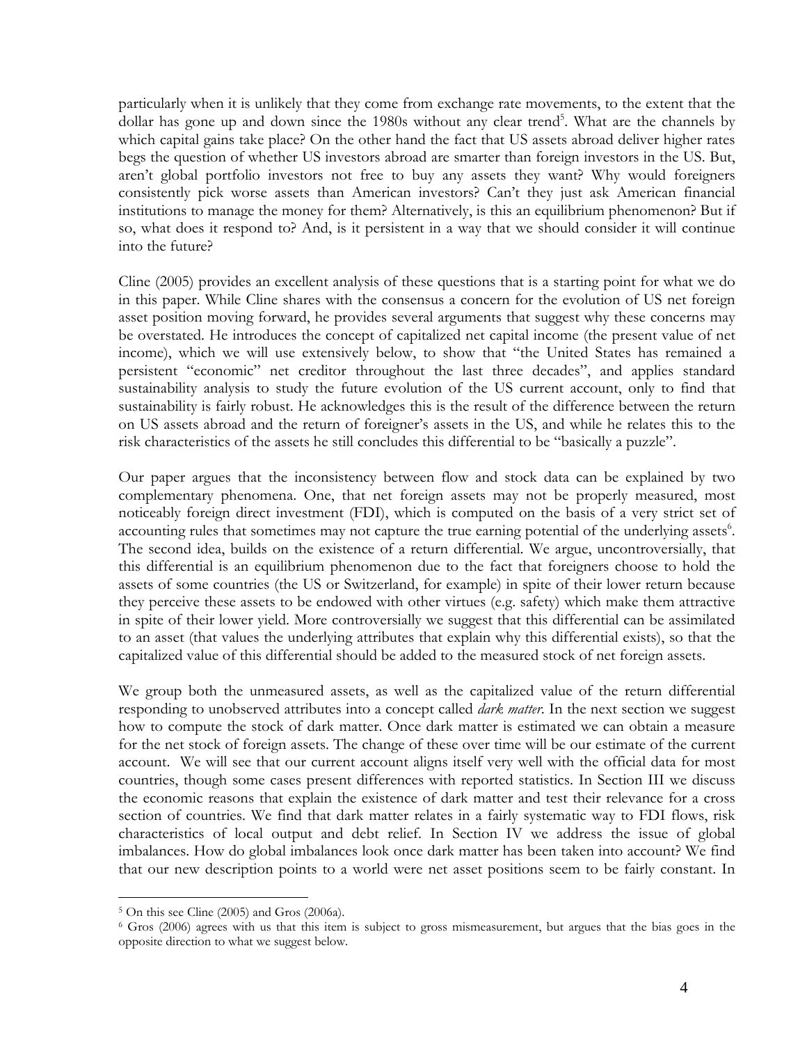particularly when it is unlikely that they come from exchange rate movements, to the extent that the dollar has gone up and down since the 1980s without any clear trend[5]. What are the channels by which capital gains take place? On the other hand the fact that US assets abroad deliver higher rates begs the question of whether US investors abroad are smarter than foreign investors in the US. But, aren't global portfolio investors not free to buy any assets they want? Why would foreigners consistently pick worse assets than American investors? Can't they just ask American financial institutions to manage the money for them? Alternatively, is this an equilibrium phenomenon? But if so, what does it respond to? And, is it persistent in a way that we should consider it will continue into the future?

Cline (2005) provides an excellent analysis of these questions that is a starting point for what we do in this paper. While Cline shares with the consensus a concern for the evolution of US net foreign asset position moving forward, he provides several arguments that suggest why these concerns may be overstated. He introduces the concept of capitalized net capital income (the present value of net income), which we will use extensively below, to show that "the United States has remained a persistent "economic" net creditor throughout the last three decades", and applies standard sustainability analysis to study the future evolution of the US current account, only to find that sustainability is fairly robust. He acknowledges this is the result of the difference between the return on US assets abroad and the return of foreigner's assets in the US, and while he relates this to the risk characteristics of the assets he still concludes this differential to be "basically a puzzle".

Our paper argues that the inconsistency between flow and stock data can be explained by two complementary phenomena. One, that net foreign assets may not be properly measured, most noticeably foreign direct investment (FDI), which is computed on the basis of a very strict set of accounting rules that sometimes may not capture the true earning potential of the underlying assets[6]. The second idea, builds on the existence of a return differential. We argue, uncontroversially, that this differential is an equilibrium phenomenon due to the fact that foreigners choose to hold the assets of some countries (the US or Switzerland, for example) in spite of their lower return because they perceive these assets to be endowed with other virtues (e.g. safety) which make them attractive in spite of their lower yield. More controversially we suggest that this differential can be assimilated to an asset (that values the underlying attributes that explain why this differential exists), so that the capitalized value of this differential should be added to the measured stock of net foreign assets.

We group both the unmeasured assets, as well as the capitalized value of the return differential responding to unobserved attributes into a concept called *dark matter*. In the next section we suggest how to compute the stock of dark matter. Once dark matter is estimated we can obtain a measure for the net stock of foreign assets. The change of these over time will be our estimate of the current account. We will see that our current account aligns itself very well with the official data for most countries, though some cases present differences with reported statistics. In Section III we discuss the economic reasons that explain the existence of dark matter and test their relevance for a cross section of countries. We find that dark matter relates in a fairly systematic way to FDI flows, risk characteristics of local output and debt relief. In Section IV we address the issue of global imbalances. How do global imbalances look once dark matter has been taken into account? We find that our new description points to a world were net asset positions seem to be fairly constant. In

---

[5] On this see Cline (2005) and Gros (2006a).

[6] Gros (2006) agrees with us that this item is subject to gross mismeasurement, but argues that the bias goes in the opposite direction to what we suggest below.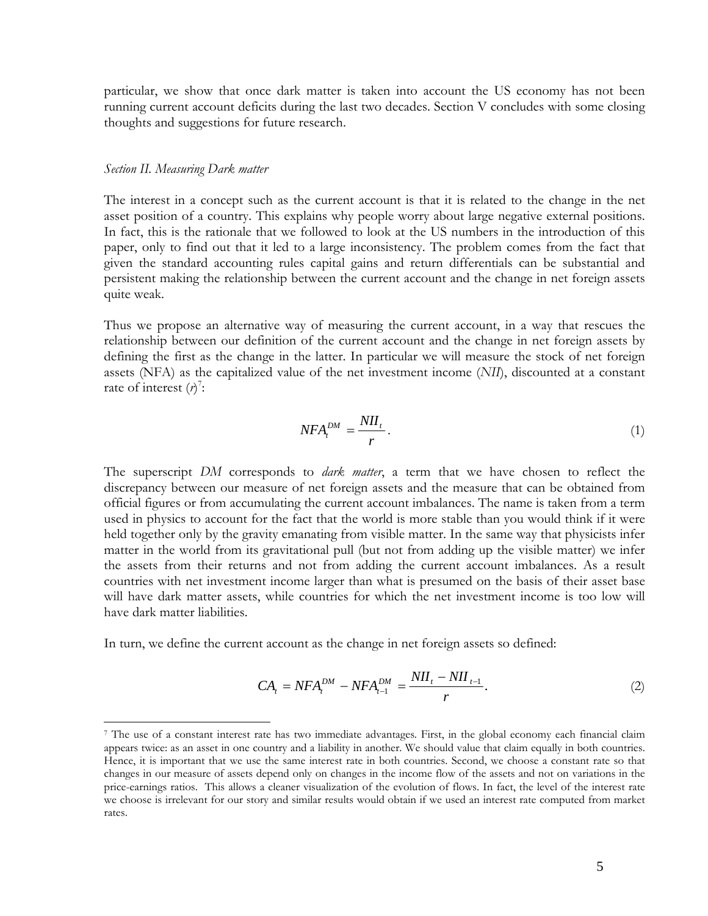particular, we show that once dark matter is taken into account the US economy has not been running current account deficits during the last two decades. Section V concludes with some closing thoughts and suggestions for future research.

*Section II. Measuring Dark matter*

The interest in a concept such as the current account is that it is related to the change in the net asset position of a country. This explains why people worry about large negative external positions. In fact, this is the rationale that we followed to look at the US numbers in the introduction of this paper, only to find out that it led to a large inconsistency. The problem comes from the fact that given the standard accounting rules capital gains and return differentials can be substantial and persistent making the relationship between the current account and the change in net foreign assets quite weak.

Thus we propose an alternative way of measuring the current account, in a way that rescues the relationship between our definition of the current account and the change in net foreign assets by defining the first as the change in the latter. In particular we will measure the stock of net foreign assets (NFA) as the capitalized value of the net investment income (*NII*), discounted at a constant rate of interest (*r*)[7]:

$$NFA_t^{DM} = \frac{NII_t}{r}. \tag{1}$$

The superscript *DM* corresponds to *dark matter*, a term that we have chosen to reflect the discrepancy between our measure of net foreign assets and the measure that can be obtained from official figures or from accumulating the current account imbalances. The name is taken from a term used in physics to account for the fact that the world is more stable than you would think if it were held together only by the gravity emanating from visible matter. In the same way that physicists infer matter in the world from its gravitational pull (but not from adding up the visible matter) we infer the assets from their returns and not from adding the current account imbalances. As a result countries with net investment income larger than what is presumed on the basis of their asset base will have dark matter assets, while countries for which the net investment income is too low will have dark matter liabilities.

In turn, we define the current account as the change in net foreign assets so defined:

$$CA_t = NFA_t^{DM} - NFA_{t-1}^{DM} = \frac{NII_t - NII_{t-1}}{r}. \tag{2}$$

[7] The use of a constant interest rate has two immediate advantages. First, in the global economy each financial claim appears twice: as an asset in one country and a liability in another. We should value that claim equally in both countries. Hence, it is important that we use the same interest rate in both countries. Second, we choose a constant rate so that changes in our measure of assets depend only on changes in the income flow of the assets and not on variations in the price-earnings ratios. This allows a cleaner visualization of the evolution of flows. In fact, the level of the interest rate we choose is irrelevant for our story and similar results would obtain if we used an interest rate computed from market rates.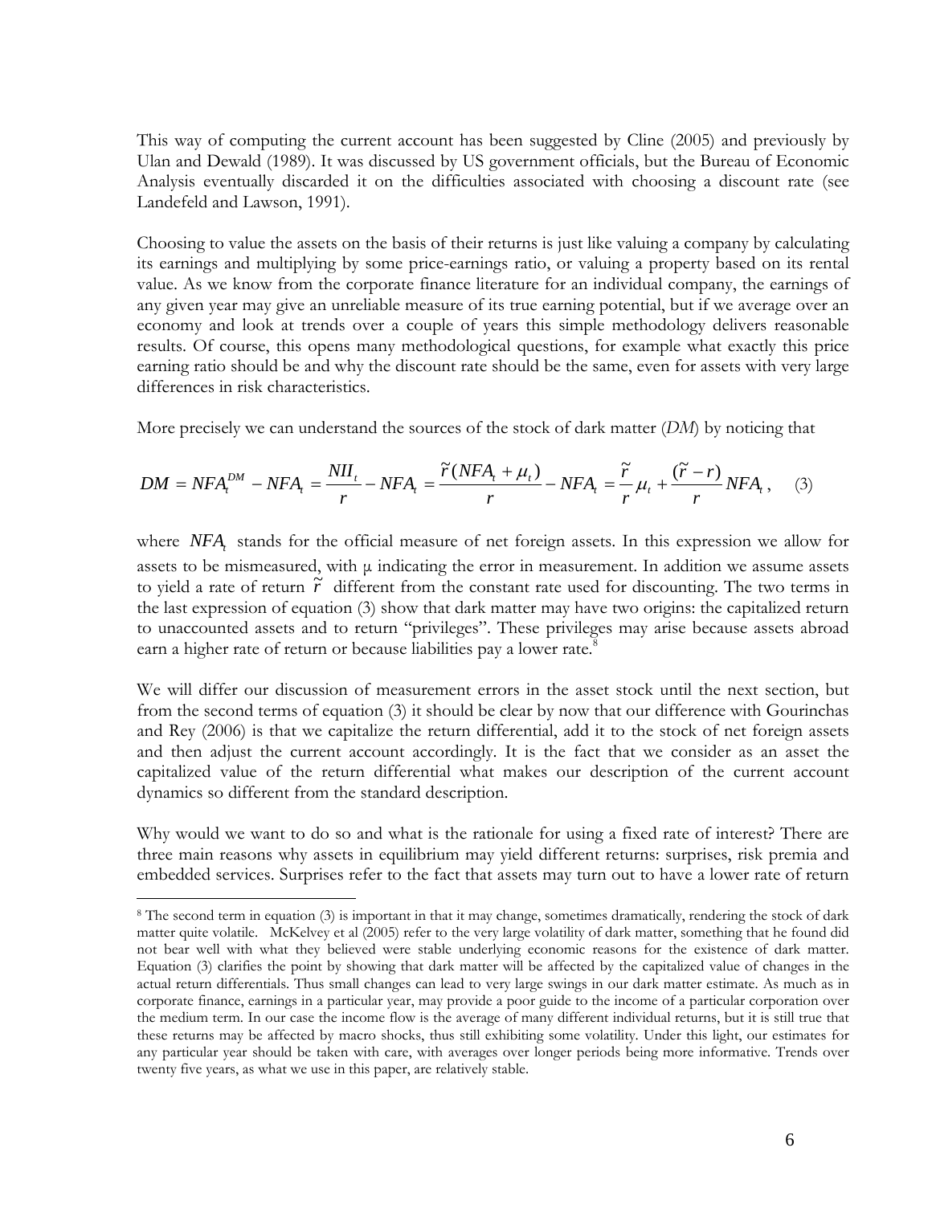This way of computing the current account has been suggested by Cline (2005) and previously by Ulan and Dewald (1989). It was discussed by US government officials, but the Bureau of Economic Analysis eventually discarded it on the difficulties associated with choosing a discount rate (see Landefeld and Lawson, 1991).

Choosing to value the assets on the basis of their returns is just like valuing a company by calculating its earnings and multiplying by some price-earnings ratio, or valuing a property based on its rental value. As we know from the corporate finance literature for an individual company, the earnings of any given year may give an unreliable measure of its true earning potential, but if we average over an economy and look at trends over a couple of years this simple methodology delivers reasonable results. Of course, this opens many methodological questions, for example what exactly this price earning ratio should be and why the discount rate should be the same, even for assets with very large differences in risk characteristics.

More precisely we can understand the sources of the stock of dark matter (*DM*) by noticing that

$$DM = NFA_t^{DM} - NFA_t = \frac{NII_t}{r} - NFA_t = \frac{\tilde{r}(NFA_t + \mu_t)}{r} - NFA_t = \frac{\tilde{r}}{r}\mu_t + \frac{(\tilde{r} - r)}{r} NFA_t , \quad (3)$$

where $NFA_t$ stands for the official measure of net foreign assets. In this expression we allow for assets to be mismeasured, with $\mu$ indicating the error in measurement. In addition we assume assets to yield a rate of return $\tilde{r}$ different from the constant rate used for discounting. The two terms in the last expression of equation (3) show that dark matter may have two origins: the capitalized return to unaccounted assets and to return "privileges". These privileges may arise because assets abroad earn a higher rate of return or because liabilities pay a lower rate.[8]

We will differ our discussion of measurement errors in the asset stock until the next section, but from the second terms of equation (3) it should be clear by now that our difference with Gourinchas and Rey (2006) is that we capitalize the return differential, add it to the stock of net foreign assets and then adjust the current account accordingly. It is the fact that we consider as an asset the capitalized value of the return differential what makes our description of the current account dynamics so different from the standard description.

Why would we want to do so and what is the rationale for using a fixed rate of interest? There are three main reasons why assets in equilibrium may yield different returns: surprises, risk premia and embedded services. Surprises refer to the fact that assets may turn out to have a lower rate of return

---

[8] The second term in equation (3) is important in that it may change, sometimes dramatically, rendering the stock of dark matter quite volatile. McKelvey et al (2005) refer to the very large volatility of dark matter, something that he found did not bear well with what they believed were stable underlying economic reasons for the existence of dark matter. Equation (3) clarifies the point by showing that dark matter will be affected by the capitalized value of changes in the actual return differentials. Thus small changes can lead to very large swings in our dark matter estimate. As much as in corporate finance, earnings in a particular year, may provide a poor guide to the income of a particular corporation over the medium term. In our case the income flow is the average of many different individual returns, but it is still true that these returns may be affected by macro shocks, thus still exhibiting some volatility. Under this light, our estimates for any particular year should be taken with care, with averages over longer periods being more informative. Trends over twenty five years, as what we use in this paper, are relatively stable.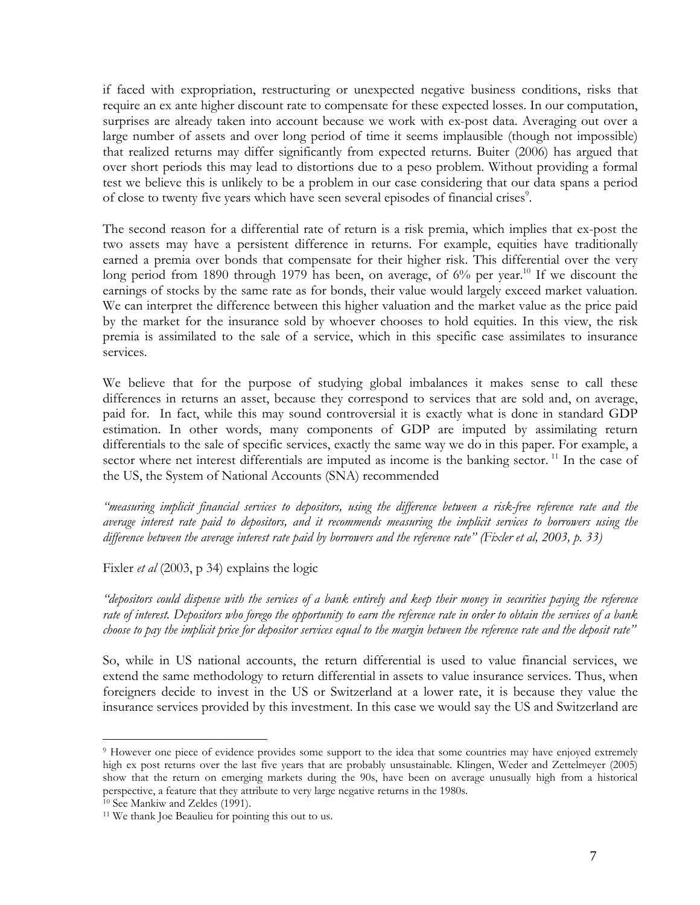if faced with expropriation, restructuring or unexpected negative business conditions, risks that require an ex ante higher discount rate to compensate for these expected losses. In our computation, surprises are already taken into account because we work with ex-post data. Averaging out over a large number of assets and over long period of time it seems implausible (though not impossible) that realized returns may differ significantly from expected returns. Buiter (2006) has argued that over short periods this may lead to distortions due to a peso problem. Without providing a formal test we believe this is unlikely to be a problem in our case considering that our data spans a period of close to twenty five years which have seen several episodes of financial crises[9].

The second reason for a differential rate of return is a risk premia, which implies that ex-post the two assets may have a persistent difference in returns. For example, equities have traditionally earned a premia over bonds that compensate for their higher risk. This differential over the very long period from 1890 through 1979 has been, on average, of 6% per year.[10] If we discount the earnings of stocks by the same rate as for bonds, their value would largely exceed market valuation. We can interpret the difference between this higher valuation and the market value as the price paid by the market for the insurance sold by whoever chooses to hold equities. In this view, the risk premia is assimilated to the sale of a service, which in this specific case assimilates to insurance services.

We believe that for the purpose of studying global imbalances it makes sense to call these differences in returns an asset, because they correspond to services that are sold and, on average, paid for. In fact, while this may sound controversial it is exactly what is done in standard GDP estimation. In other words, many components of GDP are imputed by assimilating return differentials to the sale of specific services, exactly the same way we do in this paper. For example, a sector where net interest differentials are imputed as income is the banking sector.[11] In the case of the US, the System of National Accounts (SNA) recommended

*"measuring implicit financial services to depositors, using the difference between a risk-free reference rate and the average interest rate paid to depositors, and it recommends measuring the implicit services to borrowers using the difference between the average interest rate paid by borrowers and the reference rate" (Fixler et al, 2003, p. 33)*

Fixler *et al* (2003, p 34) explains the logic

*"depositors could dispense with the services of a bank entirely and keep their money in securities paying the reference rate of interest. Depositors who forego the opportunity to earn the reference rate in order to obtain the services of a bank choose to pay the implicit price for depositor services equal to the margin between the reference rate and the deposit rate"*

So, while in US national accounts, the return differential is used to value financial services, we extend the same methodology to return differential in assets to value insurance services. Thus, when foreigners decide to invest in the US or Switzerland at a lower rate, it is because they value the insurance services provided by this investment. In this case we would say the US and Switzerland are

[9] However one piece of evidence provides some support to the idea that some countries may have enjoyed extremely high ex post returns over the last five years that are probably unsustainable. Klingen, Weder and Zettelmeyer (2005) show that the return on emerging markets during the 90s, have been on average unusually high from a historical perspective, a feature that they attribute to very large negative returns in the 1980s.

[10] See Mankiw and Zeldes (1991).

[11] We thank Joe Beaulieu for pointing this out to us.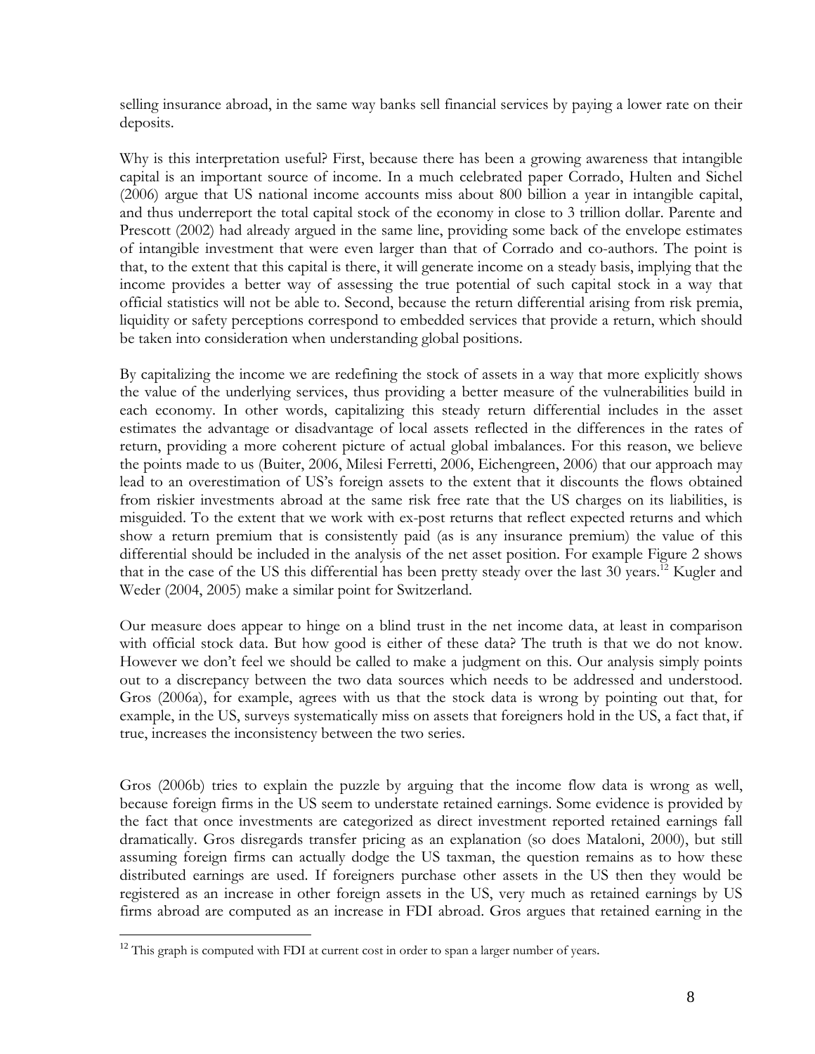selling insurance abroad, in the same way banks sell financial services by paying a lower rate on their deposits.

Why is this interpretation useful? First, because there has been a growing awareness that intangible capital is an important source of income. In a much celebrated paper Corrado, Hulten and Sichel (2006) argue that US national income accounts miss about 800 billion a year in intangible capital, and thus underreport the total capital stock of the economy in close to 3 trillion dollar. Parente and Prescott (2002) had already argued in the same line, providing some back of the envelope estimates of intangible investment that were even larger than that of Corrado and co-authors. The point is that, to the extent that this capital is there, it will generate income on a steady basis, implying that the income provides a better way of assessing the true potential of such capital stock in a way that official statistics will not be able to. Second, because the return differential arising from risk premia, liquidity or safety perceptions correspond to embedded services that provide a return, which should be taken into consideration when understanding global positions.

By capitalizing the income we are redefining the stock of assets in a way that more explicitly shows the value of the underlying services, thus providing a better measure of the vulnerabilities build in each economy. In other words, capitalizing this steady return differential includes in the asset estimates the advantage or disadvantage of local assets reflected in the differences in the rates of return, providing a more coherent picture of actual global imbalances. For this reason, we believe the points made to us (Buiter, 2006, Milesi Ferretti, 2006, Eichengreen, 2006) that our approach may lead to an overestimation of US's foreign assets to the extent that it discounts the flows obtained from riskier investments abroad at the same risk free rate that the US charges on its liabilities, is misguided. To the extent that we work with ex-post returns that reflect expected returns and which show a return premium that is consistently paid (as is any insurance premium) the value of this differential should be included in the analysis of the net asset position. For example Figure 2 shows that in the case of the US this differential has been pretty steady over the last 30 years.[12] Kugler and Weder (2004, 2005) make a similar point for Switzerland.

Our measure does appear to hinge on a blind trust in the net income data, at least in comparison with official stock data. But how good is either of these data? The truth is that we do not know. However we don't feel we should be called to make a judgment on this. Our analysis simply points out to a discrepancy between the two data sources which needs to be addressed and understood. Gros (2006a), for example, agrees with us that the stock data is wrong by pointing out that, for example, in the US, surveys systematically miss on assets that foreigners hold in the US, a fact that, if true, increases the inconsistency between the two series.

Gros (2006b) tries to explain the puzzle by arguing that the income flow data is wrong as well, because foreign firms in the US seem to understate retained earnings. Some evidence is provided by the fact that once investments are categorized as direct investment reported retained earnings fall dramatically. Gros disregards transfer pricing as an explanation (so does Mataloni, 2000), but still assuming foreign firms can actually dodge the US taxman, the question remains as to how these distributed earnings are used. If foreigners purchase other assets in the US then they would be registered as an increase in other foreign assets in the US, very much as retained earnings by US firms abroad are computed as an increase in FDI abroad. Gros argues that retained earning in the

[12] This graph is computed with FDI at current cost in order to span a larger number of years.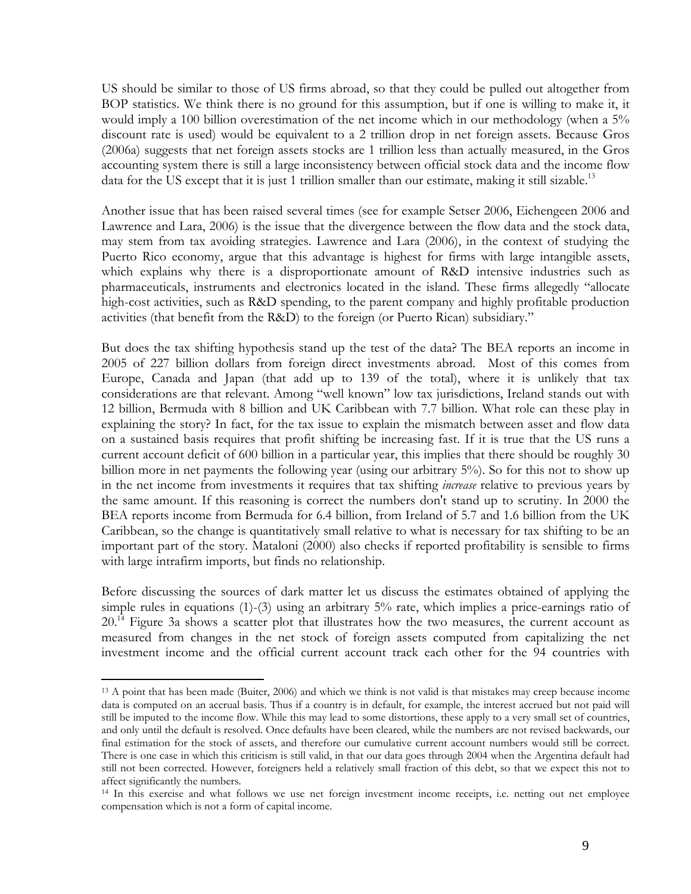US should be similar to those of US firms abroad, so that they could be pulled out altogether from BOP statistics. We think there is no ground for this assumption, but if one is willing to make it, it would imply a 100 billion overestimation of the net income which in our methodology (when a 5% discount rate is used) would be equivalent to a 2 trillion drop in net foreign assets. Because Gros (2006a) suggests that net foreign assets stocks are 1 trillion less than actually measured, in the Gros accounting system there is still a large inconsistency between official stock data and the income flow data for the US except that it is just 1 trillion smaller than our estimate, making it still sizable.[13]

Another issue that has been raised several times (see for example Setser 2006, Eichengeen 2006 and Lawrence and Lara, 2006) is the issue that the divergence between the flow data and the stock data, may stem from tax avoiding strategies. Lawrence and Lara (2006), in the context of studying the Puerto Rico economy, argue that this advantage is highest for firms with large intangible assets, which explains why there is a disproportionate amount of R&D intensive industries such as pharmaceuticals, instruments and electronics located in the island. These firms allegedly "allocate high-cost activities, such as R&D spending, to the parent company and highly profitable production activities (that benefit from the R&D) to the foreign (or Puerto Rican) subsidiary."

But does the tax shifting hypothesis stand up the test of the data? The BEA reports an income in 2005 of 227 billion dollars from foreign direct investments abroad. Most of this comes from Europe, Canada and Japan (that add up to 139 of the total), where it is unlikely that tax considerations are that relevant. Among "well known" low tax jurisdictions, Ireland stands out with 12 billion, Bermuda with 8 billion and UK Caribbean with 7.7 billion. What role can these play in explaining the story? In fact, for the tax issue to explain the mismatch between asset and flow data on a sustained basis requires that profit shifting be increasing fast. If it is true that the US runs a current account deficit of 600 billion in a particular year, this implies that there should be roughly 30 billion more in net payments the following year (using our arbitrary 5%). So for this not to show up in the net income from investments it requires that tax shifting *increase* relative to previous years by the same amount. If this reasoning is correct the numbers don't stand up to scrutiny. In 2000 the BEA reports income from Bermuda for 6.4 billion, from Ireland of 5.7 and 1.6 billion from the UK Caribbean, so the change is quantitatively small relative to what is necessary for tax shifting to be an important part of the story. Mataloni (2000) also checks if reported profitability is sensible to firms with large intrafirm imports, but finds no relationship.

Before discussing the sources of dark matter let us discuss the estimates obtained of applying the simple rules in equations (1)-(3) using an arbitrary 5% rate, which implies a price-earnings ratio of 20.[14] Figure 3a shows a scatter plot that illustrates how the two measures, the current account as measured from changes in the net stock of foreign assets computed from capitalizing the net investment income and the official current account track each other for the 94 countries with

---

[13] A point that has been made (Buiter, 2006) and which we think is not valid is that mistakes may creep because income data is computed on an accrual basis. Thus if a country is in default, for example, the interest accrued but not paid will still be imputed to the income flow. While this may lead to some distortions, these apply to a very small set of countries, and only until the default is resolved. Once defaults have been cleared, while the numbers are not revised backwards, our final estimation for the stock of assets, and therefore our cumulative current account numbers would still be correct. There is one case in which this criticism is still valid, in that our data goes through 2004 when the Argentina default had still not been corrected. However, foreigners held a relatively small fraction of this debt, so that we expect this not to affect significantly the numbers.

[14] In this exercise and what follows we use net foreign investment income receipts, i.e. netting out net employee compensation which is not a form of capital income.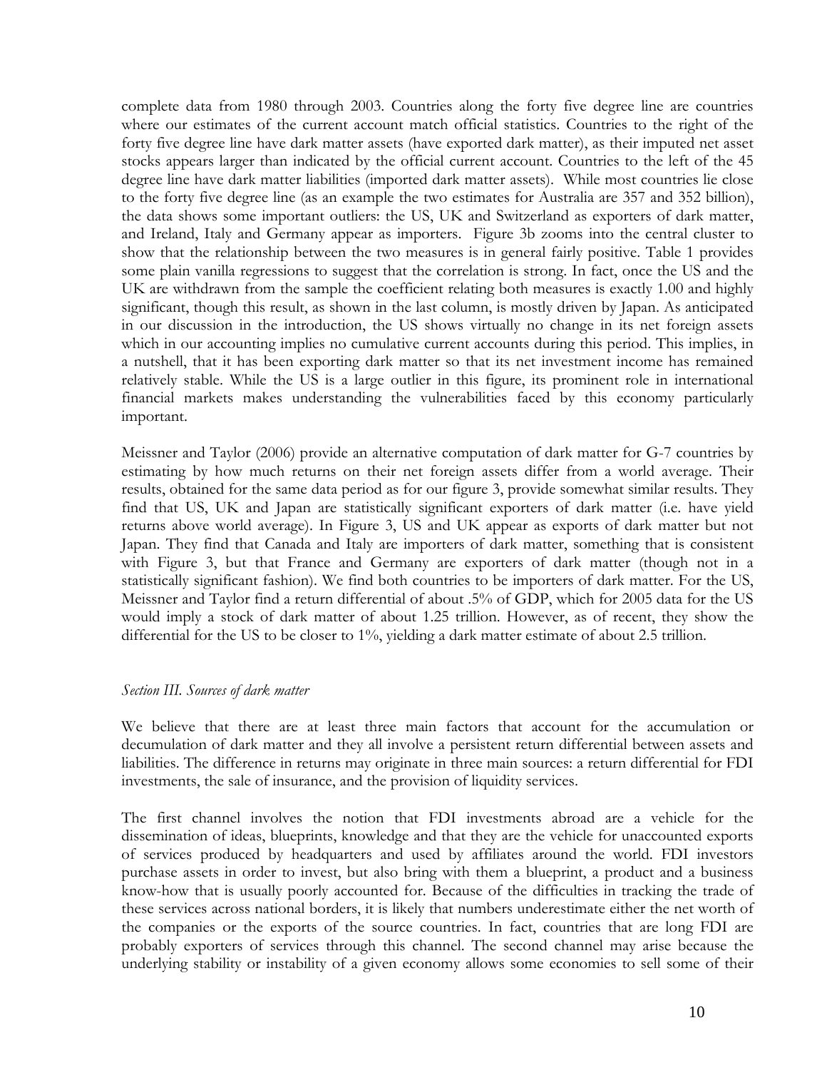complete data from 1980 through 2003. Countries along the forty five degree line are countries where our estimates of the current account match official statistics. Countries to the right of the forty five degree line have dark matter assets (have exported dark matter), as their imputed net asset stocks appears larger than indicated by the official current account. Countries to the left of the 45 degree line have dark matter liabilities (imported dark matter assets). While most countries lie close to the forty five degree line (as an example the two estimates for Australia are 357 and 352 billion), the data shows some important outliers: the US, UK and Switzerland as exporters of dark matter, and Ireland, Italy and Germany appear as importers. Figure 3b zooms into the central cluster to show that the relationship between the two measures is in general fairly positive. Table 1 provides some plain vanilla regressions to suggest that the correlation is strong. In fact, once the US and the UK are withdrawn from the sample the coefficient relating both measures is exactly 1.00 and highly significant, though this result, as shown in the last column, is mostly driven by Japan. As anticipated in our discussion in the introduction, the US shows virtually no change in its net foreign assets which in our accounting implies no cumulative current accounts during this period. This implies, in a nutshell, that it has been exporting dark matter so that its net investment income has remained relatively stable. While the US is a large outlier in this figure, its prominent role in international financial markets makes understanding the vulnerabilities faced by this economy particularly important.

Meissner and Taylor (2006) provide an alternative computation of dark matter for G-7 countries by estimating by how much returns on their net foreign assets differ from a world average. Their results, obtained for the same data period as for our figure 3, provide somewhat similar results. They find that US, UK and Japan are statistically significant exporters of dark matter (i.e. have yield returns above world average). In Figure 3, US and UK appear as exports of dark matter but not Japan. They find that Canada and Italy are importers of dark matter, something that is consistent with Figure 3, but that France and Germany are exporters of dark matter (though not in a statistically significant fashion). We find both countries to be importers of dark matter. For the US, Meissner and Taylor find a return differential of about .5% of GDP, which for 2005 data for the US would imply a stock of dark matter of about 1.25 trillion. However, as of recent, they show the differential for the US to be closer to 1%, yielding a dark matter estimate of about 2.5 trillion.

*Section III. Sources of dark matter*

We believe that there are at least three main factors that account for the accumulation or decumulation of dark matter and they all involve a persistent return differential between assets and liabilities. The difference in returns may originate in three main sources: a return differential for FDI investments, the sale of insurance, and the provision of liquidity services.

The first channel involves the notion that FDI investments abroad are a vehicle for the dissemination of ideas, blueprints, knowledge and that they are the vehicle for unaccounted exports of services produced by headquarters and used by affiliates around the world. FDI investors purchase assets in order to invest, but also bring with them a blueprint, a product and a business know-how that is usually poorly accounted for. Because of the difficulties in tracking the trade of these services across national borders, it is likely that numbers underestimate either the net worth of the companies or the exports of the source countries. In fact, countries that are long FDI are probably exporters of services through this channel. The second channel may arise because the underlying stability or instability of a given economy allows some economies to sell some of their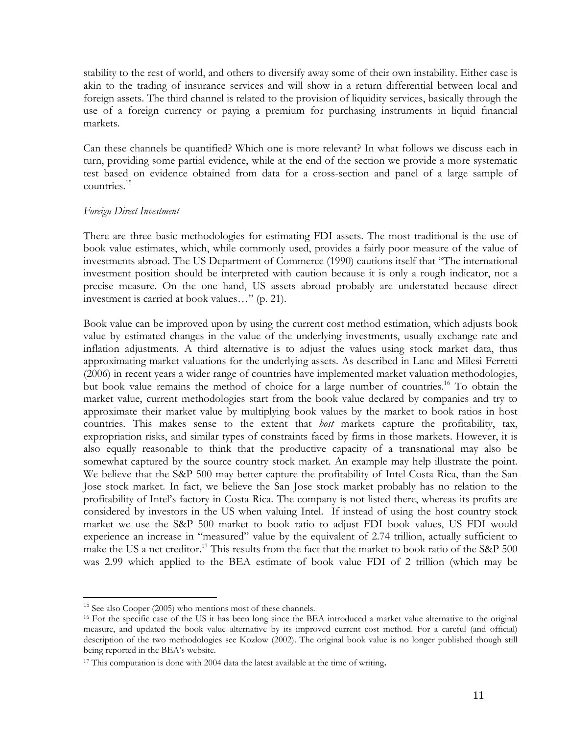stability to the rest of world, and others to diversify away some of their own instability. Either case is akin to the trading of insurance services and will show in a return differential between local and foreign assets. The third channel is related to the provision of liquidity services, basically through the use of a foreign currency or paying a premium for purchasing instruments in liquid financial markets.

Can these channels be quantified? Which one is more relevant? In what follows we discuss each in turn, providing some partial evidence, while at the end of the section we provide a more systematic test based on evidence obtained from data for a cross-section and panel of a large sample of countries.[15]

*Foreign Direct Investment*

There are three basic methodologies for estimating FDI assets. The most traditional is the use of book value estimates, which, while commonly used, provides a fairly poor measure of the value of investments abroad. The US Department of Commerce (1990) cautions itself that "The international investment position should be interpreted with caution because it is only a rough indicator, not a precise measure. On the one hand, US assets abroad probably are understated because direct investment is carried at book values…" (p. 21).

Book value can be improved upon by using the current cost method estimation, which adjusts book value by estimated changes in the value of the underlying investments, usually exchange rate and inflation adjustments. A third alternative is to adjust the values using stock market data, thus approximating market valuations for the underlying assets. As described in Lane and Milesi Ferretti (2006) in recent years a wider range of countries have implemented market valuation methodologies, but book value remains the method of choice for a large number of countries.[16] To obtain the market value, current methodologies start from the book value declared by companies and try to approximate their market value by multiplying book values by the market to book ratios in host countries. This makes sense to the extent that *host* markets capture the profitability, tax, expropriation risks, and similar types of constraints faced by firms in those markets. However, it is also equally reasonable to think that the productive capacity of a transnational may also be somewhat captured by the source country stock market. An example may help illustrate the point. We believe that the S&P 500 may better capture the profitability of Intel-Costa Rica, than the San Jose stock market. In fact, we believe the San Jose stock market probably has no relation to the profitability of Intel's factory in Costa Rica. The company is not listed there, whereas its profits are considered by investors in the US when valuing Intel. If instead of using the host country stock market we use the S&P 500 market to book ratio to adjust FDI book values, US FDI would experience an increase in "measured" value by the equivalent of 2.74 trillion, actually sufficient to make the US a net creditor.[17] This results from the fact that the market to book ratio of the S&P 500 was 2.99 which applied to the BEA estimate of book value FDI of 2 trillion (which may be

---

[15] See also Cooper (2005) who mentions most of these channels.

[16] For the specific case of the US it has been long since the BEA introduced a market value alternative to the original measure, and updated the book value alternative by its improved current cost method. For a careful (and official) description of the two methodologies see Kozlow (2002). The original book value is no longer published though still being reported in the BEA's website.

[17] This computation is done with 2004 data the latest available at the time of writing.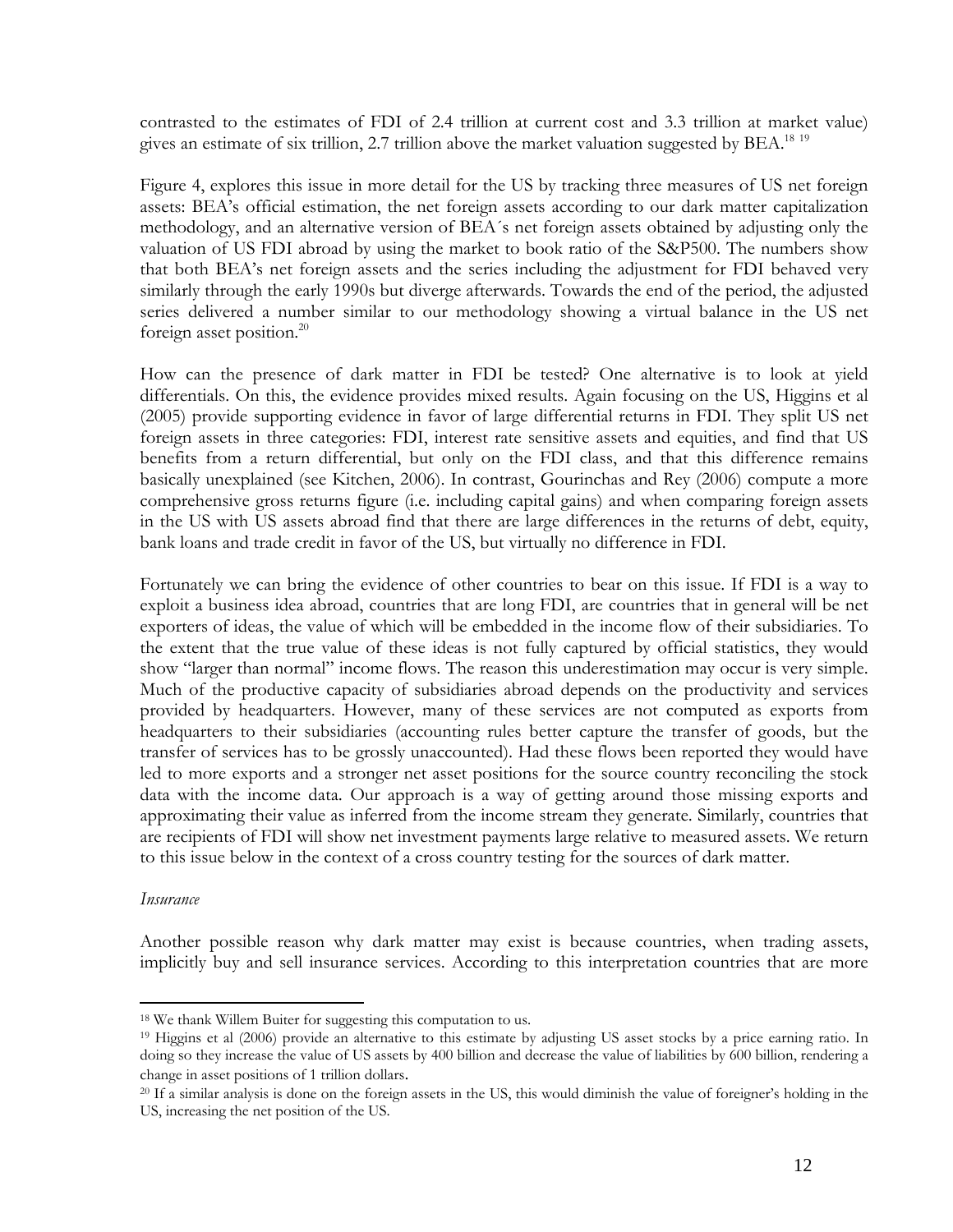contrasted to the estimates of FDI of 2.4 trillion at current cost and 3.3 trillion at market value) gives an estimate of six trillion, 2.7 trillion above the market valuation suggested by BEA.[18] [19]

Figure 4, explores this issue in more detail for the US by tracking three measures of US net foreign assets: BEA's official estimation, the net foreign assets according to our dark matter capitalization methodology, and an alternative version of BEA´s net foreign assets obtained by adjusting only the valuation of US FDI abroad by using the market to book ratio of the S&P500. The numbers show that both BEA's net foreign assets and the series including the adjustment for FDI behaved very similarly through the early 1990s but diverge afterwards. Towards the end of the period, the adjusted series delivered a number similar to our methodology showing a virtual balance in the US net foreign asset position.[20]

How can the presence of dark matter in FDI be tested? One alternative is to look at yield differentials. On this, the evidence provides mixed results. Again focusing on the US, Higgins et al (2005) provide supporting evidence in favor of large differential returns in FDI. They split US net foreign assets in three categories: FDI, interest rate sensitive assets and equities, and find that US benefits from a return differential, but only on the FDI class, and that this difference remains basically unexplained (see Kitchen, 2006). In contrast, Gourinchas and Rey (2006) compute a more comprehensive gross returns figure (i.e. including capital gains) and when comparing foreign assets in the US with US assets abroad find that there are large differences in the returns of debt, equity, bank loans and trade credit in favor of the US, but virtually no difference in FDI.

Fortunately we can bring the evidence of other countries to bear on this issue. If FDI is a way to exploit a business idea abroad, countries that are long FDI, are countries that in general will be net exporters of ideas, the value of which will be embedded in the income flow of their subsidiaries. To the extent that the true value of these ideas is not fully captured by official statistics, they would show "larger than normal" income flows. The reason this underestimation may occur is very simple. Much of the productive capacity of subsidiaries abroad depends on the productivity and services provided by headquarters. However, many of these services are not computed as exports from headquarters to their subsidiaries (accounting rules better capture the transfer of goods, but the transfer of services has to be grossly unaccounted). Had these flows been reported they would have led to more exports and a stronger net asset positions for the source country reconciling the stock data with the income data. Our approach is a way of getting around those missing exports and approximating their value as inferred from the income stream they generate. Similarly, countries that are recipients of FDI will show net investment payments large relative to measured assets. We return to this issue below in the context of a cross country testing for the sources of dark matter.

*Insurance*

Another possible reason why dark matter may exist is because countries, when trading assets, implicitly buy and sell insurance services. According to this interpretation countries that are more

---

[18] We thank Willem Buiter for suggesting this computation to us.

[19] Higgins et al (2006) provide an alternative to this estimate by adjusting US asset stocks by a price earning ratio. In doing so they increase the value of US assets by 400 billion and decrease the value of liabilities by 600 billion, rendering a change in asset positions of 1 trillion dollars.

[20] If a similar analysis is done on the foreign assets in the US, this would diminish the value of foreigner's holding in the US, increasing the net position of the US.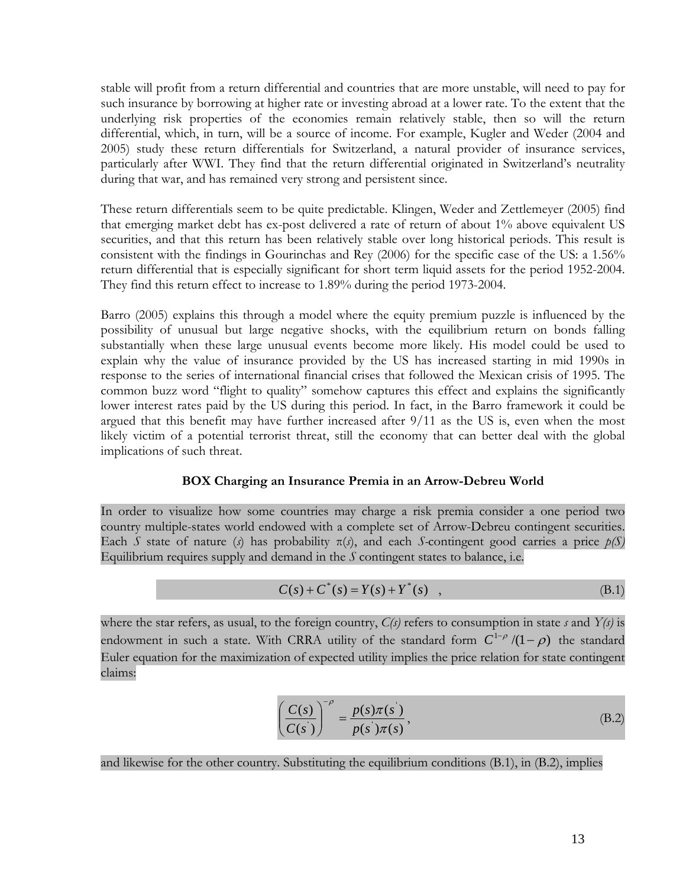stable will profit from a return differential and countries that are more unstable, will need to pay for such insurance by borrowing at higher rate or investing abroad at a lower rate. To the extent that the underlying risk properties of the economies remain relatively stable, then so will the return differential, which, in turn, will be a source of income. For example, Kugler and Weder (2004 and 2005) study these return differentials for Switzerland, a natural provider of insurance services, particularly after WWI. They find that the return differential originated in Switzerland's neutrality during that war, and has remained very strong and persistent since.

These return differentials seem to be quite predictable. Klingen, Weder and Zettlemeyer (2005) find that emerging market debt has ex-post delivered a rate of return of about 1% above equivalent US securities, and that this return has been relatively stable over long historical periods. This result is consistent with the findings in Gourinchas and Rey (2006) for the specific case of the US: a 1.56% return differential that is especially significant for short term liquid assets for the period 1952-2004. They find this return effect to increase to 1.89% during the period 1973-2004.

Barro (2005) explains this through a model where the equity premium puzzle is influenced by the possibility of unusual but large negative shocks, with the equilibrium return on bonds falling substantially when these large unusual events become more likely. His model could be used to explain why the value of insurance provided by the US has increased starting in mid 1990s in response to the series of international financial crises that followed the Mexican crisis of 1995. The common buzz word "flight to quality" somehow captures this effect and explains the significantly lower interest rates paid by the US during this period. In fact, in the Barro framework it could be argued that this benefit may have further increased after 9/11 as the US is, even when the most likely victim of a potential terrorist threat, still the economy that can better deal with the global implications of such threat.

**BOX Charging an Insurance Premia in an Arrow-Debreu World**

In order to visualize how some countries may charge a risk premia consider a one period two country multiple-states world endowed with a complete set of Arrow-Debreu contingent securities. Each *S* state of nature (*s*) has probability $\pi(s)$, and each *S*-contingent good carries a price $p(S)$ Equilibrium requires supply and demand in the *S* contingent states to balance, i.e.

$$C(s) + C^{*}(s) = Y(s) + Y^{*}(s) \quad , \tag{B.1}$$

where the star refers, as usual, to the foreign country, $C(s)$ refers to consumption in state *s* and $Y(s)$ is endowment in such a state. With CRRA utility of the standard form $C^{1-\rho}/(1-\rho)$ the standard Euler equation for the maximization of expected utility implies the price relation for state contingent claims:

$$\left(\frac{C(s)}{C(s^{'})}\right)^{-\rho} = \frac{p(s)\pi(s^{'})}{p(s^{'})\pi(s)}, \tag{B.2}$$

and likewise for the other country. Substituting the equilibrium conditions (B.1), in (B.2), implies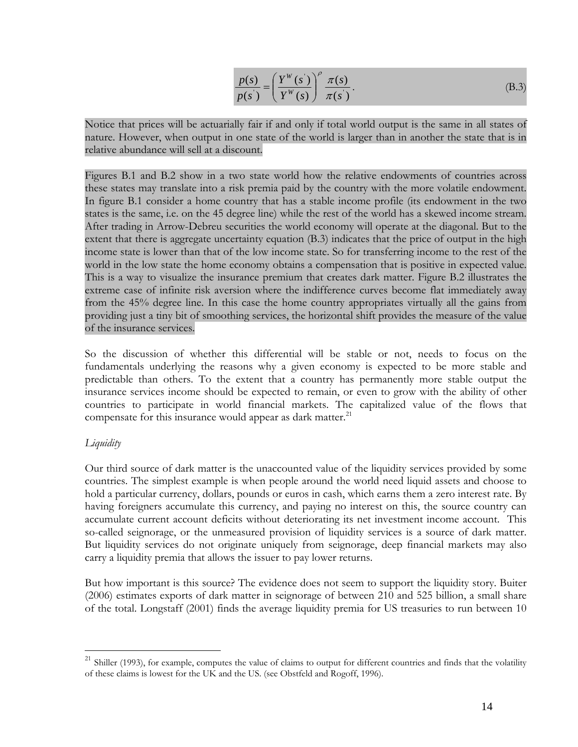$$\frac{p(s)}{p(s')} = \left( \frac{Y^W(s')}{Y^W(s)} \right)^{\rho} \frac{\pi(s)}{\pi(s')}. \tag{B.3}$$

Notice that prices will be actuarially fair if and only if total world output is the same in all states of nature. However, when output in one state of the world is larger than in another the state that is in relative abundance will sell at a discount.

Figures B.1 and B.2 show in a two state world how the relative endowments of countries across these states may translate into a risk premia paid by the country with the more volatile endowment. In figure B.1 consider a home country that has a stable income profile (its endowment in the two states is the same, i.e. on the 45 degree line) while the rest of the world has a skewed income stream. After trading in Arrow-Debreu securities the world economy will operate at the diagonal. But to the extent that there is aggregate uncertainty equation (B.3) indicates that the price of output in the high income state is lower than that of the low income state. So for transferring income to the rest of the world in the low state the home economy obtains a compensation that is positive in expected value. This is a way to visualize the insurance premium that creates dark matter. Figure B.2 illustrates the extreme case of infinite risk aversion where the indifference curves become flat immediately away from the 45% degree line. In this case the home country appropriates virtually all the gains from providing just a tiny bit of smoothing services, the horizontal shift provides the measure of the value of the insurance services.

So the discussion of whether this differential will be stable or not, needs to focus on the fundamentals underlying the reasons why a given economy is expected to be more stable and predictable than others. To the extent that a country has permanently more stable output the insurance services income should be expected to remain, or even to grow with the ability of other countries to participate in world financial markets. The capitalized value of the flows that compensate for this insurance would appear as dark matter.[21]

*Liquidity*

Our third source of dark matter is the unaccounted value of the liquidity services provided by some countries. The simplest example is when people around the world need liquid assets and choose to hold a particular currency, dollars, pounds or euros in cash, which earns them a zero interest rate. By having foreigners accumulate this currency, and paying no interest on this, the source country can accumulate current account deficits without deteriorating its net investment income account. This so-called seignorage, or the unmeasured provision of liquidity services is a source of dark matter. But liquidity services do not originate uniquely from seignorage, deep financial markets may also carry a liquidity premia that allows the issuer to pay lower returns.

But how important is this source? The evidence does not seem to support the liquidity story. Buiter (2006) estimates exports of dark matter in seignorage of between 210 and 525 billion, a small share of the total. Longstaff (2001) finds the average liquidity premia for US treasuries to run between 10

[21] Shiller (1993), for example, computes the value of claims to output for different countries and finds that the volatility of these claims is lowest for the UK and the US. (see Obstfeld and Rogoff, 1996).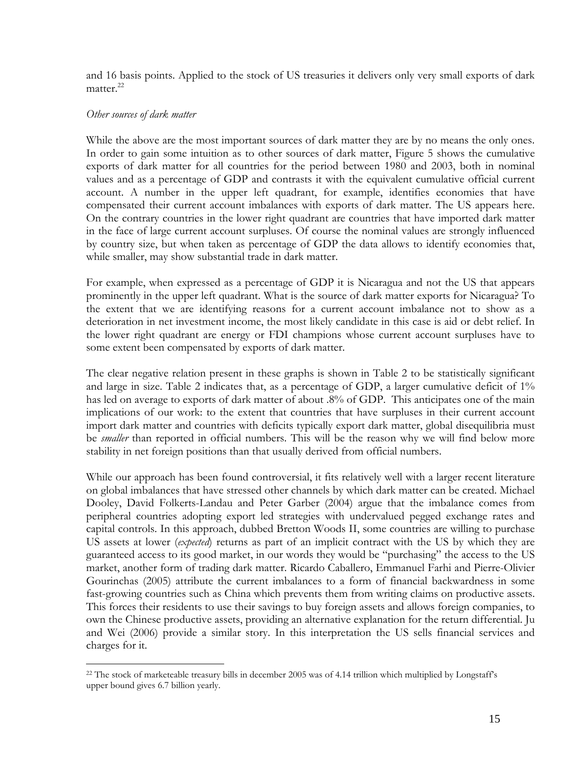and 16 basis points. Applied to the stock of US treasuries it delivers only very small exports of dark matter.[22]

*Other sources of dark matter*

While the above are the most important sources of dark matter they are by no means the only ones. In order to gain some intuition as to other sources of dark matter, Figure 5 shows the cumulative exports of dark matter for all countries for the period between 1980 and 2003, both in nominal values and as a percentage of GDP and contrasts it with the equivalent cumulative official current account. A number in the upper left quadrant, for example, identifies economies that have compensated their current account imbalances with exports of dark matter. The US appears here. On the contrary countries in the lower right quadrant are countries that have imported dark matter in the face of large current account surpluses. Of course the nominal values are strongly influenced by country size, but when taken as percentage of GDP the data allows to identify economies that, while smaller, may show substantial trade in dark matter.

For example, when expressed as a percentage of GDP it is Nicaragua and not the US that appears prominently in the upper left quadrant. What is the source of dark matter exports for Nicaragua? To the extent that we are identifying reasons for a current account imbalance not to show as a deterioration in net investment income, the most likely candidate in this case is aid or debt relief. In the lower right quadrant are energy or FDI champions whose current account surpluses have to some extent been compensated by exports of dark matter.

The clear negative relation present in these graphs is shown in Table 2 to be statistically significant and large in size. Table 2 indicates that, as a percentage of GDP, a larger cumulative deficit of 1% has led on average to exports of dark matter of about .8% of GDP. This anticipates one of the main implications of our work: to the extent that countries that have surpluses in their current account import dark matter and countries with deficits typically export dark matter, global disequilibria must be *smaller* than reported in official numbers. This will be the reason why we will find below more stability in net foreign positions than that usually derived from official numbers.

While our approach has been found controversial, it fits relatively well with a larger recent literature on global imbalances that have stressed other channels by which dark matter can be created. Michael Dooley, David Folkerts-Landau and Peter Garber (2004) argue that the imbalance comes from peripheral countries adopting export led strategies with undervalued pegged exchange rates and capital controls. In this approach, dubbed Bretton Woods II, some countries are willing to purchase US assets at lower (*expected*) returns as part of an implicit contract with the US by which they are guaranteed access to its good market, in our words they would be "purchasing" the access to the US market, another form of trading dark matter. Ricardo Caballero, Emmanuel Farhi and Pierre-Olivier Gourinchas (2005) attribute the current imbalances to a form of financial backwardness in some fast-growing countries such as China which prevents them from writing claims on productive assets. This forces their residents to use their savings to buy foreign assets and allows foreign companies, to own the Chinese productive assets, providing an alternative explanation for the return differential. Ju and Wei (2006) provide a similar story. In this interpretation the US sells financial services and charges for it.

[22] The stock of marketeable treasury bills in december 2005 was of 4.14 trillion which multiplied by Longstaff's upper bound gives 6.7 billion yearly.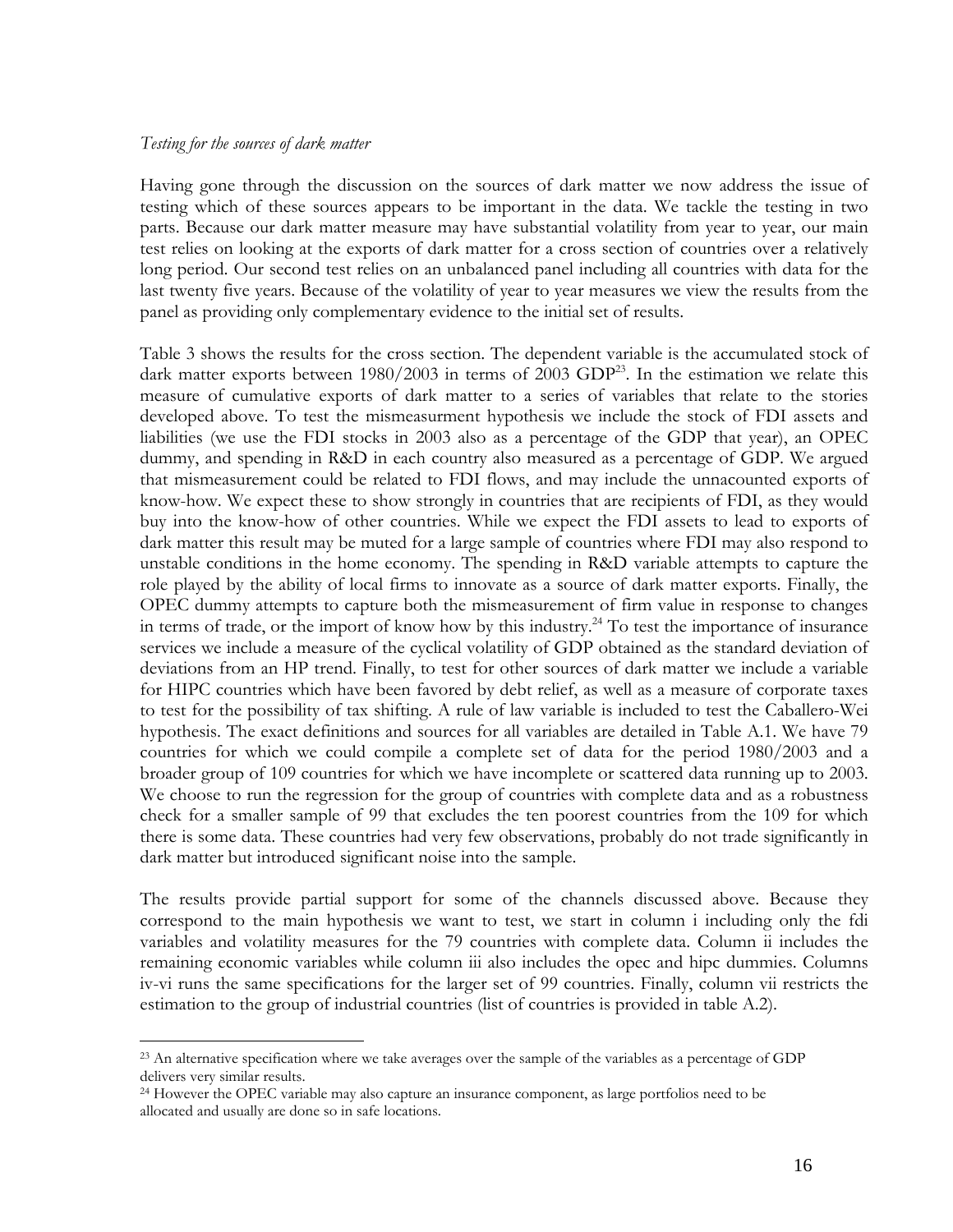*Testing for the sources of dark matter*

Having gone through the discussion on the sources of dark matter we now address the issue of testing which of these sources appears to be important in the data. We tackle the testing in two parts. Because our dark matter measure may have substantial volatility from year to year, our main test relies on looking at the exports of dark matter for a cross section of countries over a relatively long period. Our second test relies on an unbalanced panel including all countries with data for the last twenty five years. Because of the volatility of year to year measures we view the results from the panel as providing only complementary evidence to the initial set of results.

Table 3 shows the results for the cross section. The dependent variable is the accumulated stock of dark matter exports between 1980/2003 in terms of 2003 GDP[23]. In the estimation we relate this measure of cumulative exports of dark matter to a series of variables that relate to the stories developed above. To test the mismeasurment hypothesis we include the stock of FDI assets and liabilities (we use the FDI stocks in 2003 also as a percentage of the GDP that year), an OPEC dummy, and spending in R&D in each country also measured as a percentage of GDP. We argued that mismeasurement could be related to FDI flows, and may include the unnacounted exports of know-how. We expect these to show strongly in countries that are recipients of FDI, as they would buy into the know-how of other countries. While we expect the FDI assets to lead to exports of dark matter this result may be muted for a large sample of countries where FDI may also respond to unstable conditions in the home economy. The spending in R&D variable attempts to capture the role played by the ability of local firms to innovate as a source of dark matter exports. Finally, the OPEC dummy attempts to capture both the mismeasurement of firm value in response to changes in terms of trade, or the import of know how by this industry.[24] To test the importance of insurance services we include a measure of the cyclical volatility of GDP obtained as the standard deviation of deviations from an HP trend. Finally, to test for other sources of dark matter we include a variable for HIPC countries which have been favored by debt relief, as well as a measure of corporate taxes to test for the possibility of tax shifting. A rule of law variable is included to test the Caballero-Wei hypothesis. The exact definitions and sources for all variables are detailed in Table A.1. We have 79 countries for which we could compile a complete set of data for the period 1980/2003 and a broader group of 109 countries for which we have incomplete or scattered data running up to 2003. We choose to run the regression for the group of countries with complete data and as a robustness check for a smaller sample of 99 that excludes the ten poorest countries from the 109 for which there is some data. These countries had very few observations, probably do not trade significantly in dark matter but introduced significant noise into the sample.

The results provide partial support for some of the channels discussed above. Because they correspond to the main hypothesis we want to test, we start in column i including only the fdi variables and volatility measures for the 79 countries with complete data. Column ii includes the remaining economic variables while column iii also includes the opec and hipc dummies. Columns iv-vi runs the same specifications for the larger set of 99 countries. Finally, column vii restricts the estimation to the group of industrial countries (list of countries is provided in table A.2).

---

[23] An alternative specification where we take averages over the sample of the variables as a percentage of GDP delivers very similar results.

[24] However the OPEC variable may also capture an insurance component, as large portfolios need to be allocated and usually are done so in safe locations.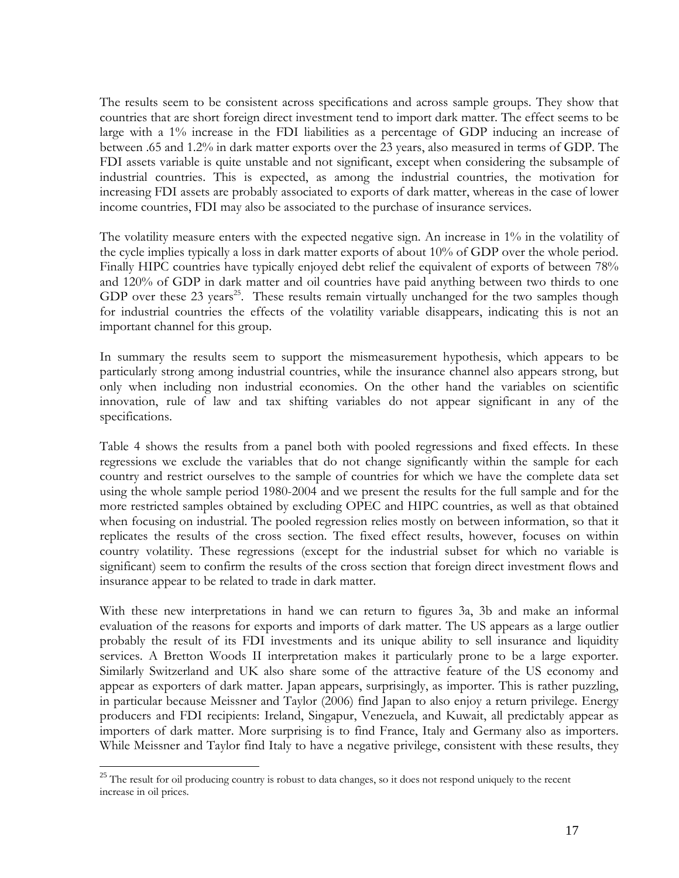The results seem to be consistent across specifications and across sample groups. They show that countries that are short foreign direct investment tend to import dark matter. The effect seems to be large with a 1% increase in the FDI liabilities as a percentage of GDP inducing an increase of between .65 and 1.2% in dark matter exports over the 23 years, also measured in terms of GDP. The FDI assets variable is quite unstable and not significant, except when considering the subsample of industrial countries. This is expected, as among the industrial countries, the motivation for increasing FDI assets are probably associated to exports of dark matter, whereas in the case of lower income countries, FDI may also be associated to the purchase of insurance services.

The volatility measure enters with the expected negative sign. An increase in 1% in the volatility of the cycle implies typically a loss in dark matter exports of about 10% of GDP over the whole period. Finally HIPC countries have typically enjoyed debt relief the equivalent of exports of between 78% and 120% of GDP in dark matter and oil countries have paid anything between two thirds to one GDP over these 23 years[25]. These results remain virtually unchanged for the two samples though for industrial countries the effects of the volatility variable disappears, indicating this is not an important channel for this group.

In summary the results seem to support the mismeasurement hypothesis, which appears to be particularly strong among industrial countries, while the insurance channel also appears strong, but only when including non industrial economies. On the other hand the variables on scientific innovation, rule of law and tax shifting variables do not appear significant in any of the specifications.

Table 4 shows the results from a panel both with pooled regressions and fixed effects. In these regressions we exclude the variables that do not change significantly within the sample for each country and restrict ourselves to the sample of countries for which we have the complete data set using the whole sample period 1980-2004 and we present the results for the full sample and for the more restricted samples obtained by excluding OPEC and HIPC countries, as well as that obtained when focusing on industrial. The pooled regression relies mostly on between information, so that it replicates the results of the cross section. The fixed effect results, however, focuses on within country volatility. These regressions (except for the industrial subset for which no variable is significant) seem to confirm the results of the cross section that foreign direct investment flows and insurance appear to be related to trade in dark matter.

With these new interpretations in hand we can return to figures 3a, 3b and make an informal evaluation of the reasons for exports and imports of dark matter. The US appears as a large outlier probably the result of its FDI investments and its unique ability to sell insurance and liquidity services. A Bretton Woods II interpretation makes it particularly prone to be a large exporter. Similarly Switzerland and UK also share some of the attractive feature of the US economy and appear as exporters of dark matter. Japan appears, surprisingly, as importer. This is rather puzzling, in particular because Meissner and Taylor (2006) find Japan to also enjoy a return privilege. Energy producers and FDI recipients: Ireland, Singapur, Venezuela, and Kuwait, all predictably appear as importers of dark matter. More surprising is to find France, Italy and Germany also as importers. While Meissner and Taylor find Italy to have a negative privilege, consistent with these results, they

[25] The result for oil producing country is robust to data changes, so it does not respond uniquely to the recent increase in oil prices.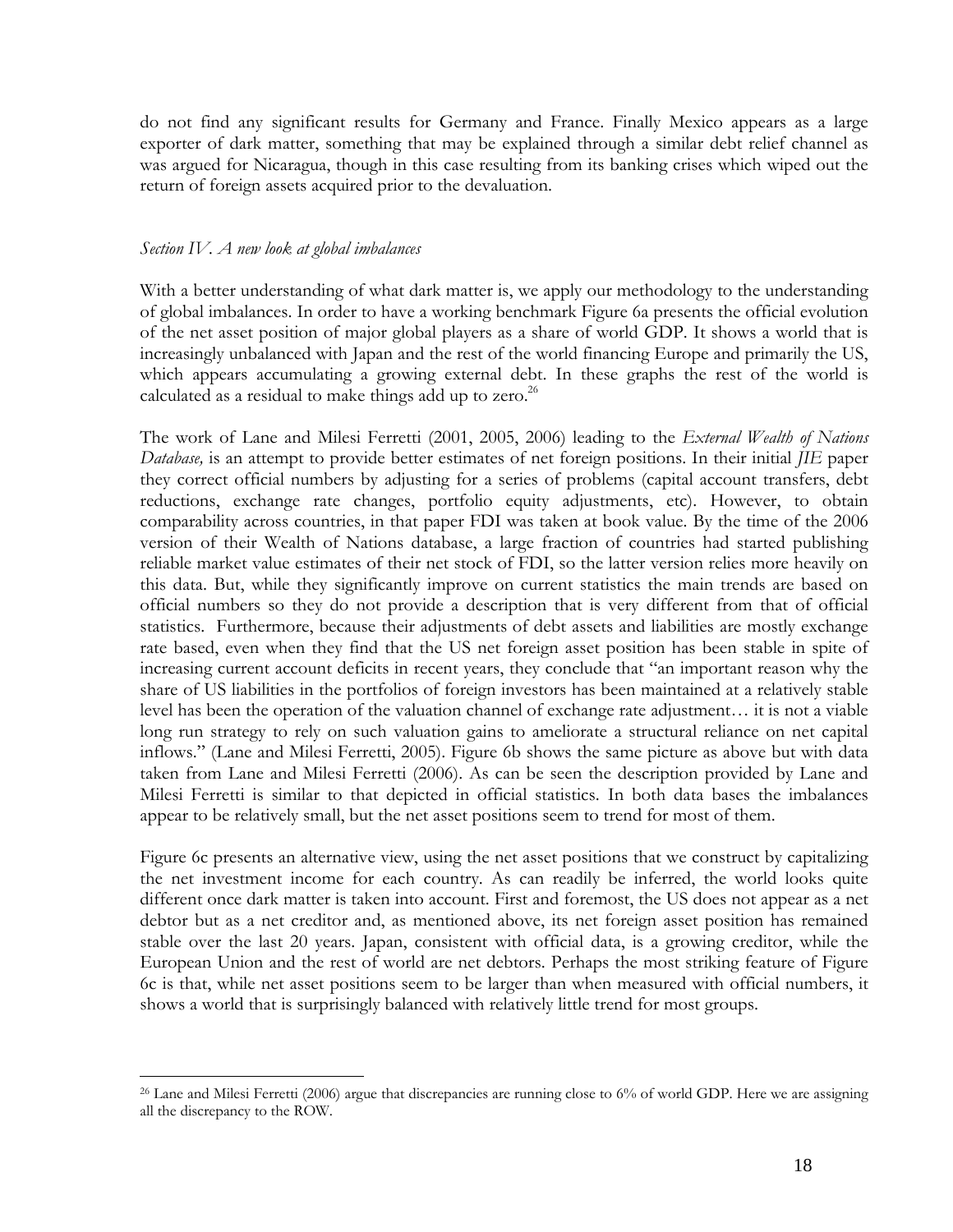do not find any significant results for Germany and France. Finally Mexico appears as a large exporter of dark matter, something that may be explained through a similar debt relief channel as was argued for Nicaragua, though in this case resulting from its banking crises which wiped out the return of foreign assets acquired prior to the devaluation.

## *Section IV. A new look at global imbalances*

With a better understanding of what dark matter is, we apply our methodology to the understanding of global imbalances. In order to have a working benchmark Figure 6a presents the official evolution of the net asset position of major global players as a share of world GDP. It shows a world that is increasingly unbalanced with Japan and the rest of the world financing Europe and primarily the US, which appears accumulating a growing external debt. In these graphs the rest of the world is calculated as a residual to make things add up to zero.[26]

The work of Lane and Milesi Ferretti (2001, 2005, 2006) leading to the *External Wealth of Nations Database,* is an attempt to provide better estimates of net foreign positions. In their initial *JIE* paper they correct official numbers by adjusting for a series of problems (capital account transfers, debt reductions, exchange rate changes, portfolio equity adjustments, etc). However, to obtain comparability across countries, in that paper FDI was taken at book value. By the time of the 2006 version of their Wealth of Nations database, a large fraction of countries had started publishing reliable market value estimates of their net stock of FDI, so the latter version relies more heavily on this data. But, while they significantly improve on current statistics the main trends are based on official numbers so they do not provide a description that is very different from that of official statistics. Furthermore, because their adjustments of debt assets and liabilities are mostly exchange rate based, even when they find that the US net foreign asset position has been stable in spite of increasing current account deficits in recent years, they conclude that "an important reason why the share of US liabilities in the portfolios of foreign investors has been maintained at a relatively stable level has been the operation of the valuation channel of exchange rate adjustment… it is not a viable long run strategy to rely on such valuation gains to ameliorate a structural reliance on net capital inflows." (Lane and Milesi Ferretti, 2005). Figure 6b shows the same picture as above but with data taken from Lane and Milesi Ferretti (2006). As can be seen the description provided by Lane and Milesi Ferretti is similar to that depicted in official statistics. In both data bases the imbalances appear to be relatively small, but the net asset positions seem to trend for most of them.

Figure 6c presents an alternative view, using the net asset positions that we construct by capitalizing the net investment income for each country. As can readily be inferred, the world looks quite different once dark matter is taken into account. First and foremost, the US does not appear as a net debtor but as a net creditor and, as mentioned above, its net foreign asset position has remained stable over the last 20 years. Japan, consistent with official data, is a growing creditor, while the European Union and the rest of world are net debtors. Perhaps the most striking feature of Figure 6c is that, while net asset positions seem to be larger than when measured with official numbers, it shows a world that is surprisingly balanced with relatively little trend for most groups.

[26] Lane and Milesi Ferretti (2006) argue that discrepancies are running close to 6% of world GDP. Here we are assigning all the discrepancy to the ROW.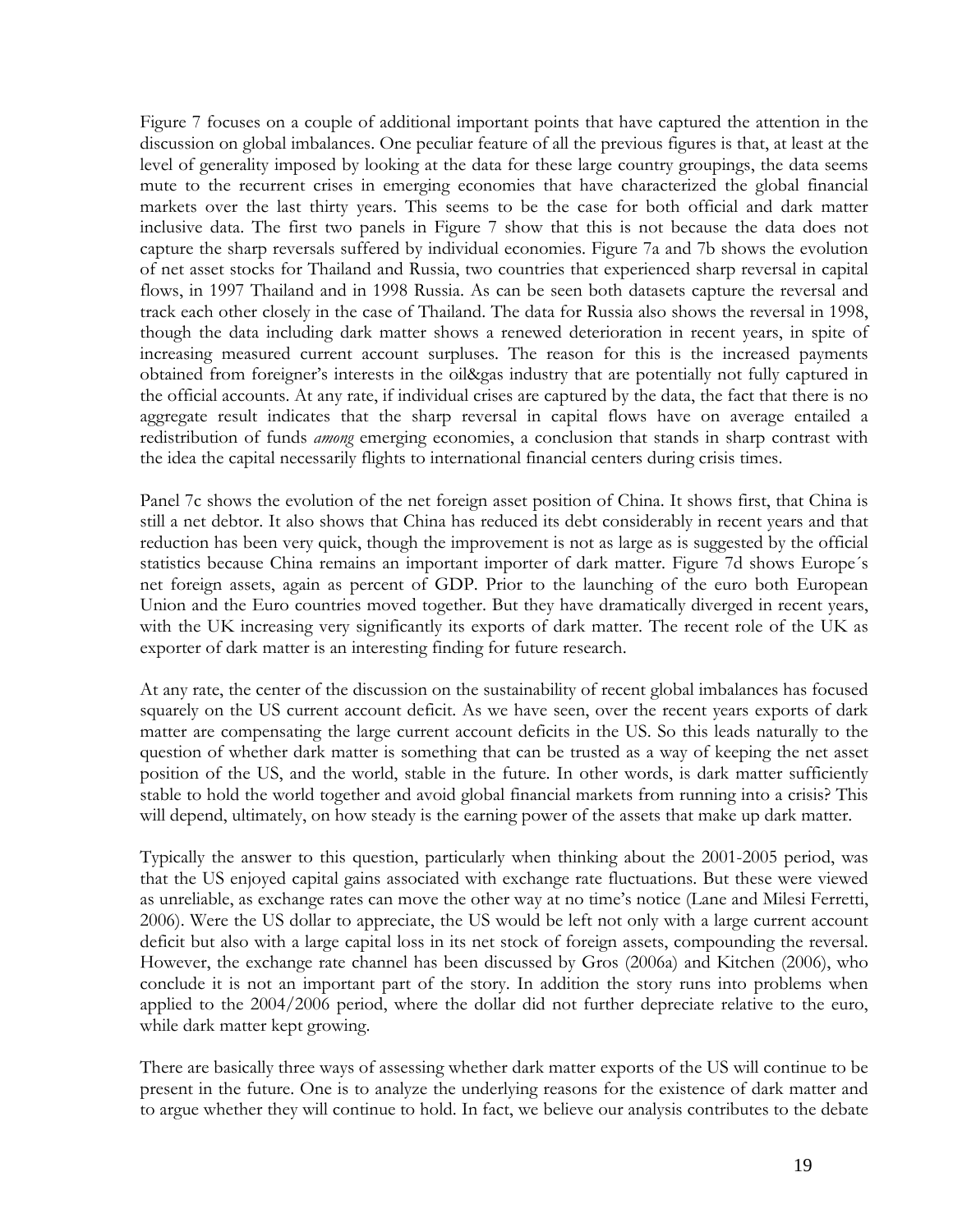Figure 7 focuses on a couple of additional important points that have captured the attention in the discussion on global imbalances. One peculiar feature of all the previous figures is that, at least at the level of generality imposed by looking at the data for these large country groupings, the data seems mute to the recurrent crises in emerging economies that have characterized the global financial markets over the last thirty years. This seems to be the case for both official and dark matter inclusive data. The first two panels in Figure 7 show that this is not because the data does not capture the sharp reversals suffered by individual economies. Figure 7a and 7b shows the evolution of net asset stocks for Thailand and Russia, two countries that experienced sharp reversal in capital flows, in 1997 Thailand and in 1998 Russia. As can be seen both datasets capture the reversal and track each other closely in the case of Thailand. The data for Russia also shows the reversal in 1998, though the data including dark matter shows a renewed deterioration in recent years, in spite of increasing measured current account surpluses. The reason for this is the increased payments obtained from foreigner's interests in the oil&gas industry that are potentially not fully captured in the official accounts. At any rate, if individual crises are captured by the data, the fact that there is no aggregate result indicates that the sharp reversal in capital flows have on average entailed a redistribution of funds *among* emerging economies, a conclusion that stands in sharp contrast with the idea the capital necessarily flights to international financial centers during crisis times.

Panel 7c shows the evolution of the net foreign asset position of China. It shows first, that China is still a net debtor. It also shows that China has reduced its debt considerably in recent years and that reduction has been very quick, though the improvement is not as large as is suggested by the official statistics because China remains an important importer of dark matter. Figure 7d shows Europe´s net foreign assets, again as percent of GDP. Prior to the launching of the euro both European Union and the Euro countries moved together. But they have dramatically diverged in recent years, with the UK increasing very significantly its exports of dark matter. The recent role of the UK as exporter of dark matter is an interesting finding for future research.

At any rate, the center of the discussion on the sustainability of recent global imbalances has focused squarely on the US current account deficit. As we have seen, over the recent years exports of dark matter are compensating the large current account deficits in the US. So this leads naturally to the question of whether dark matter is something that can be trusted as a way of keeping the net asset position of the US, and the world, stable in the future. In other words, is dark matter sufficiently stable to hold the world together and avoid global financial markets from running into a crisis? This will depend, ultimately, on how steady is the earning power of the assets that make up dark matter.

Typically the answer to this question, particularly when thinking about the 2001-2005 period, was that the US enjoyed capital gains associated with exchange rate fluctuations. But these were viewed as unreliable, as exchange rates can move the other way at no time's notice (Lane and Milesi Ferretti, 2006). Were the US dollar to appreciate, the US would be left not only with a large current account deficit but also with a large capital loss in its net stock of foreign assets, compounding the reversal. However, the exchange rate channel has been discussed by Gros (2006a) and Kitchen (2006), who conclude it is not an important part of the story. In addition the story runs into problems when applied to the 2004/2006 period, where the dollar did not further depreciate relative to the euro, while dark matter kept growing.

There are basically three ways of assessing whether dark matter exports of the US will continue to be present in the future. One is to analyze the underlying reasons for the existence of dark matter and to argue whether they will continue to hold. In fact, we believe our analysis contributes to the debate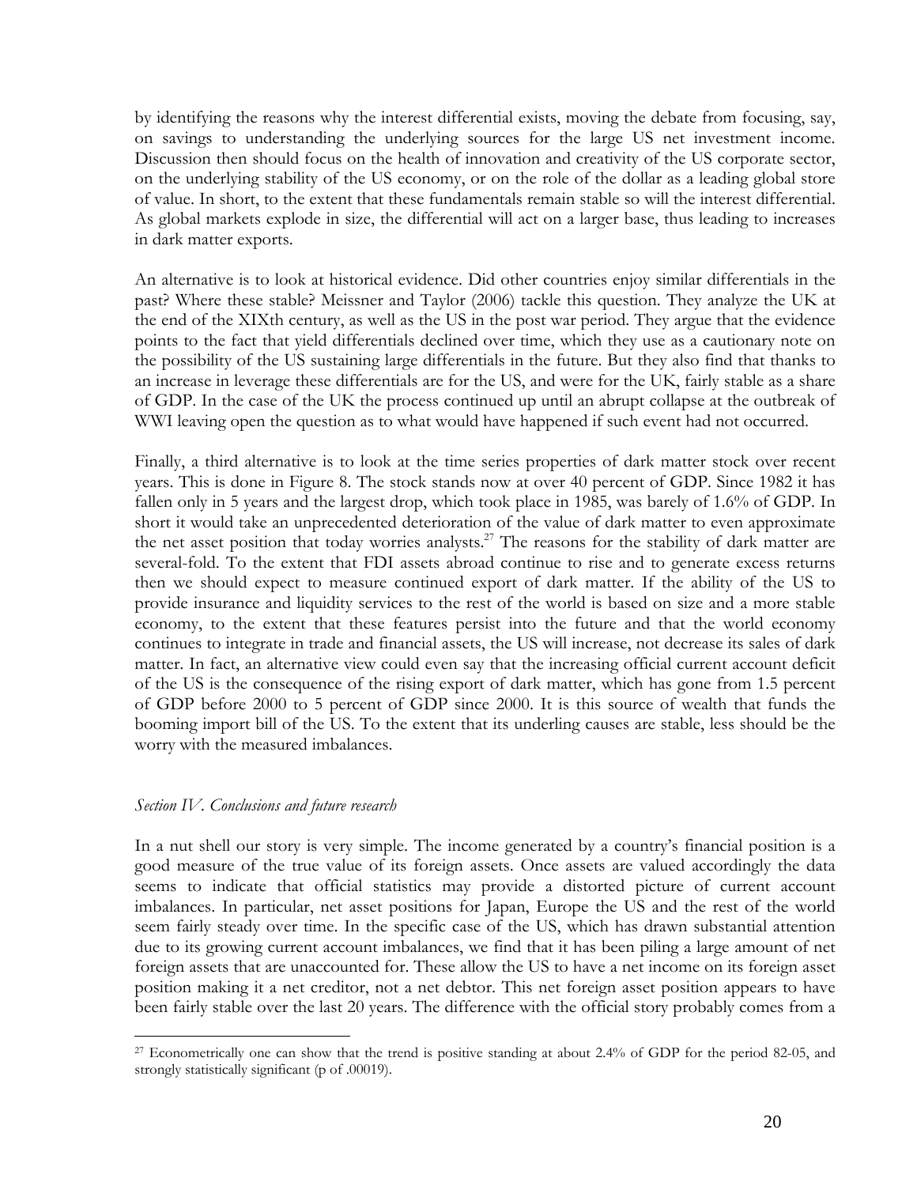by identifying the reasons why the interest differential exists, moving the debate from focusing, say, on savings to understanding the underlying sources for the large US net investment income. Discussion then should focus on the health of innovation and creativity of the US corporate sector, on the underlying stability of the US economy, or on the role of the dollar as a leading global store of value. In short, to the extent that these fundamentals remain stable so will the interest differential. As global markets explode in size, the differential will act on a larger base, thus leading to increases in dark matter exports.

An alternative is to look at historical evidence. Did other countries enjoy similar differentials in the past? Where these stable? Meissner and Taylor (2006) tackle this question. They analyze the UK at the end of the XIXth century, as well as the US in the post war period. They argue that the evidence points to the fact that yield differentials declined over time, which they use as a cautionary note on the possibility of the US sustaining large differentials in the future. But they also find that thanks to an increase in leverage these differentials are for the US, and were for the UK, fairly stable as a share of GDP. In the case of the UK the process continued up until an abrupt collapse at the outbreak of WWI leaving open the question as to what would have happened if such event had not occurred.

Finally, a third alternative is to look at the time series properties of dark matter stock over recent years. This is done in Figure 8. The stock stands now at over 40 percent of GDP. Since 1982 it has fallen only in 5 years and the largest drop, which took place in 1985, was barely of 1.6% of GDP. In short it would take an unprecedented deterioration of the value of dark matter to even approximate the net asset position that today worries analysts.[27] The reasons for the stability of dark matter are several-fold. To the extent that FDI assets abroad continue to rise and to generate excess returns then we should expect to measure continued export of dark matter. If the ability of the US to provide insurance and liquidity services to the rest of the world is based on size and a more stable economy, to the extent that these features persist into the future and that the world economy continues to integrate in trade and financial assets, the US will increase, not decrease its sales of dark matter. In fact, an alternative view could even say that the increasing official current account deficit of the US is the consequence of the rising export of dark matter, which has gone from 1.5 percent of GDP before 2000 to 5 percent of GDP since 2000. It is this source of wealth that funds the booming import bill of the US. To the extent that its underling causes are stable, less should be the worry with the measured imbalances.

## *Section IV. Conclusions and future research*

In a nut shell our story is very simple. The income generated by a country's financial position is a good measure of the true value of its foreign assets. Once assets are valued accordingly the data seems to indicate that official statistics may provide a distorted picture of current account imbalances. In particular, net asset positions for Japan, Europe the US and the rest of the world seem fairly steady over time. In the specific case of the US, which has drawn substantial attention due to its growing current account imbalances, we find that it has been piling a large amount of net foreign assets that are unaccounted for. These allow the US to have a net income on its foreign asset position making it a net creditor, not a net debtor. This net foreign asset position appears to have been fairly stable over the last 20 years. The difference with the official story probably comes from a

---

[27] Econometrically one can show that the trend is positive standing at about 2.4% of GDP for the period 82-05, and strongly statistically significant (p of .00019).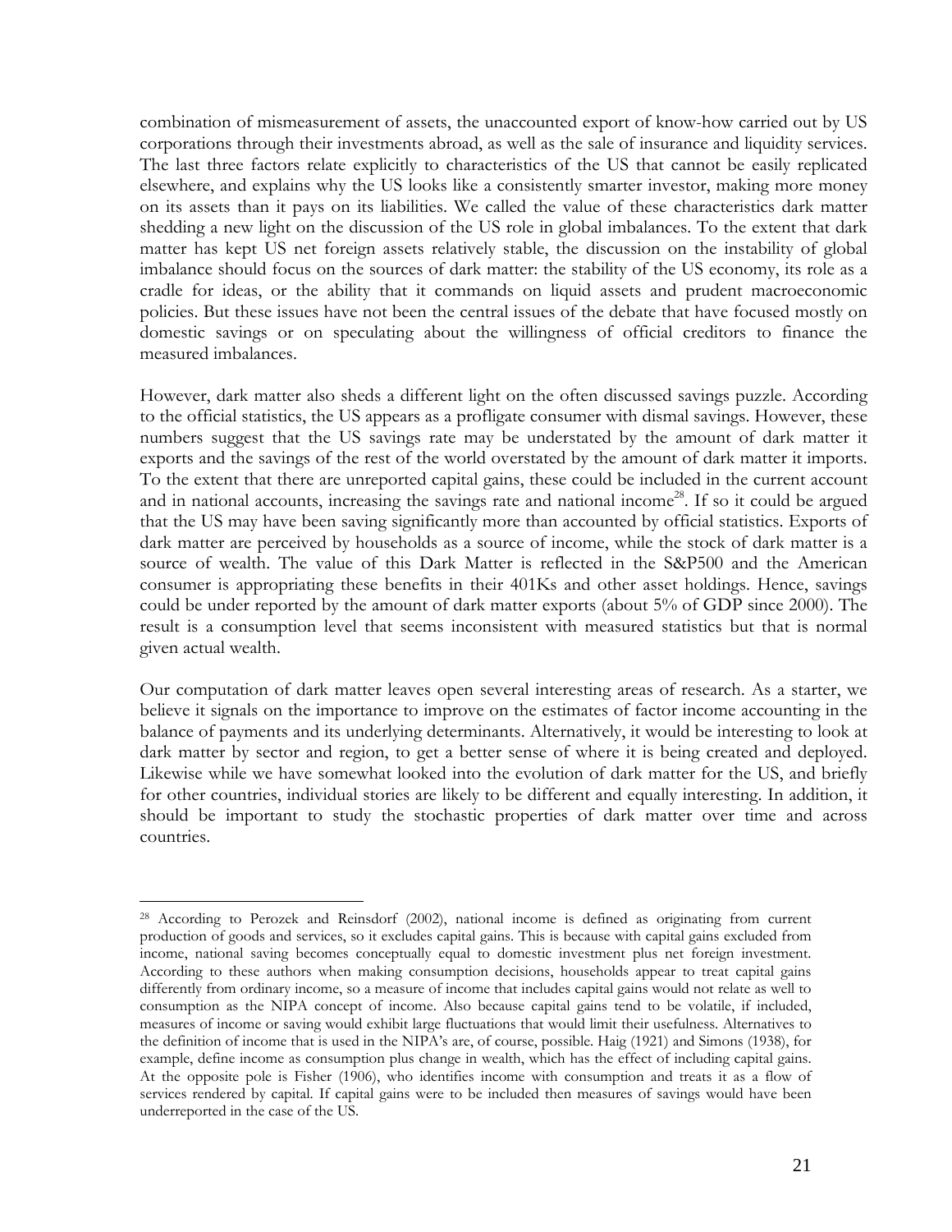combination of mismeasurement of assets, the unaccounted export of know-how carried out by US corporations through their investments abroad, as well as the sale of insurance and liquidity services. The last three factors relate explicitly to characteristics of the US that cannot be easily replicated elsewhere, and explains why the US looks like a consistently smarter investor, making more money on its assets than it pays on its liabilities. We called the value of these characteristics dark matter shedding a new light on the discussion of the US role in global imbalances. To the extent that dark matter has kept US net foreign assets relatively stable, the discussion on the instability of global imbalance should focus on the sources of dark matter: the stability of the US economy, its role as a cradle for ideas, or the ability that it commands on liquid assets and prudent macroeconomic policies. But these issues have not been the central issues of the debate that have focused mostly on domestic savings or on speculating about the willingness of official creditors to finance the measured imbalances.

However, dark matter also sheds a different light on the often discussed savings puzzle. According to the official statistics, the US appears as a profligate consumer with dismal savings. However, these numbers suggest that the US savings rate may be understated by the amount of dark matter it exports and the savings of the rest of the world overstated by the amount of dark matter it imports. To the extent that there are unreported capital gains, these could be included in the current account and in national accounts, increasing the savings rate and national income[28]. If so it could be argued that the US may have been saving significantly more than accounted by official statistics. Exports of dark matter are perceived by households as a source of income, while the stock of dark matter is a source of wealth. The value of this Dark Matter is reflected in the S&P500 and the American consumer is appropriating these benefits in their 401Ks and other asset holdings. Hence, savings could be under reported by the amount of dark matter exports (about 5% of GDP since 2000). The result is a consumption level that seems inconsistent with measured statistics but that is normal given actual wealth.

Our computation of dark matter leaves open several interesting areas of research. As a starter, we believe it signals on the importance to improve on the estimates of factor income accounting in the balance of payments and its underlying determinants. Alternatively, it would be interesting to look at dark matter by sector and region, to get a better sense of where it is being created and deployed. Likewise while we have somewhat looked into the evolution of dark matter for the US, and briefly for other countries, individual stories are likely to be different and equally interesting. In addition, it should be important to study the stochastic properties of dark matter over time and across countries.

[28] According to Perozek and Reinsdorf (2002), national income is defined as originating from current production of goods and services, so it excludes capital gains. This is because with capital gains excluded from income, national saving becomes conceptually equal to domestic investment plus net foreign investment. According to these authors when making consumption decisions, households appear to treat capital gains differently from ordinary income, so a measure of income that includes capital gains would not relate as well to consumption as the NIPA concept of income. Also because capital gains tend to be volatile, if included, measures of income or saving would exhibit large fluctuations that would limit their usefulness. Alternatives to the definition of income that is used in the NIPA's are, of course, possible. Haig (1921) and Simons (1938), for example, define income as consumption plus change in wealth, which has the effect of including capital gains. At the opposite pole is Fisher (1906), who identifies income with consumption and treats it as a flow of services rendered by capital. If capital gains were to be included then measures of savings would have been underreported in the case of the US.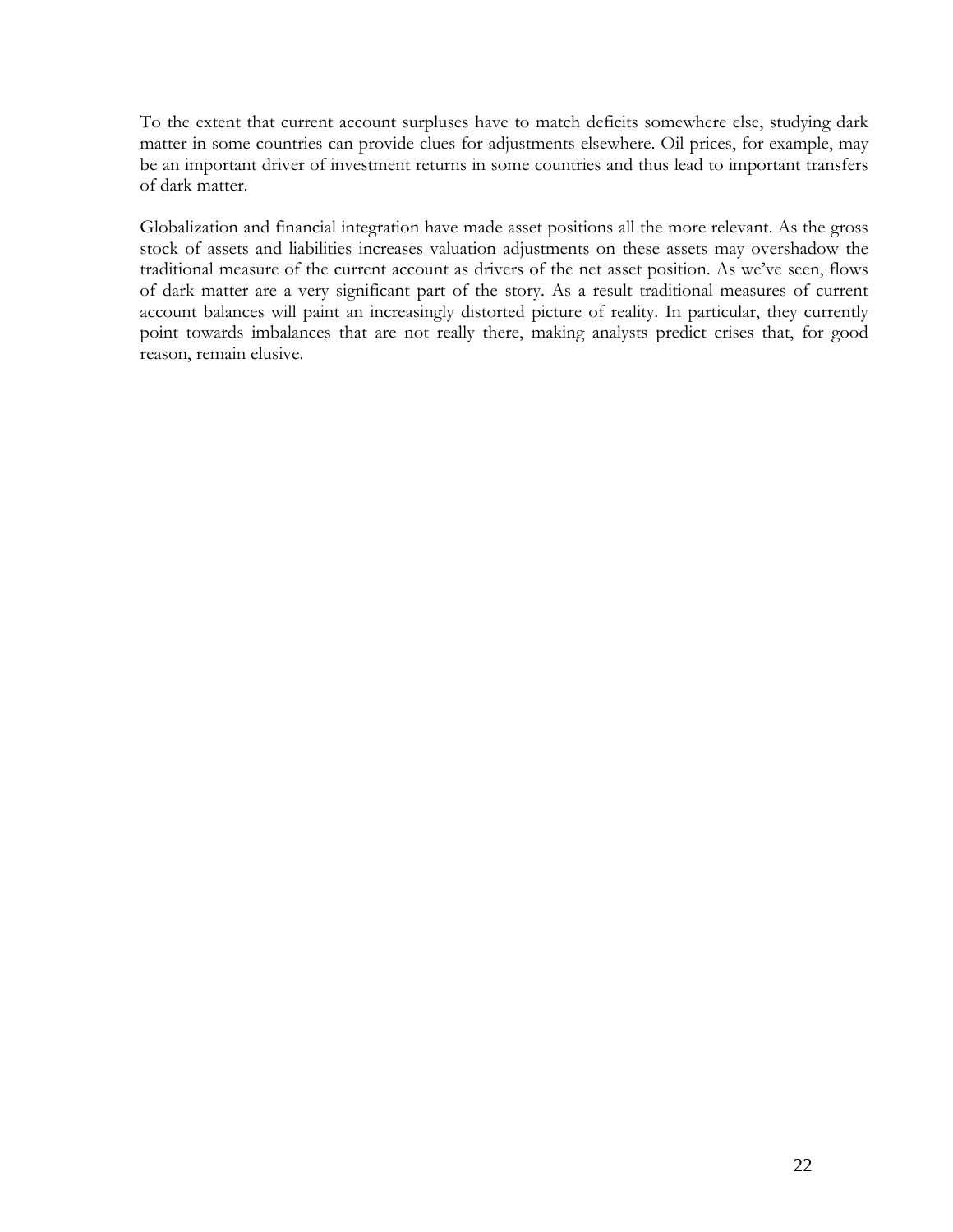To the extent that current account surpluses have to match deficits somewhere else, studying dark matter in some countries can provide clues for adjustments elsewhere. Oil prices, for example, may be an important driver of investment returns in some countries and thus lead to important transfers of dark matter.

Globalization and financial integration have made asset positions all the more relevant. As the gross stock of assets and liabilities increases valuation adjustments on these assets may overshadow the traditional measure of the current account as drivers of the net asset position. As we've seen, flows of dark matter are a very significant part of the story. As a result traditional measures of current account balances will paint an increasingly distorted picture of reality. In particular, they currently point towards imbalances that are not really there, making analysts predict crises that, for good reason, remain elusive.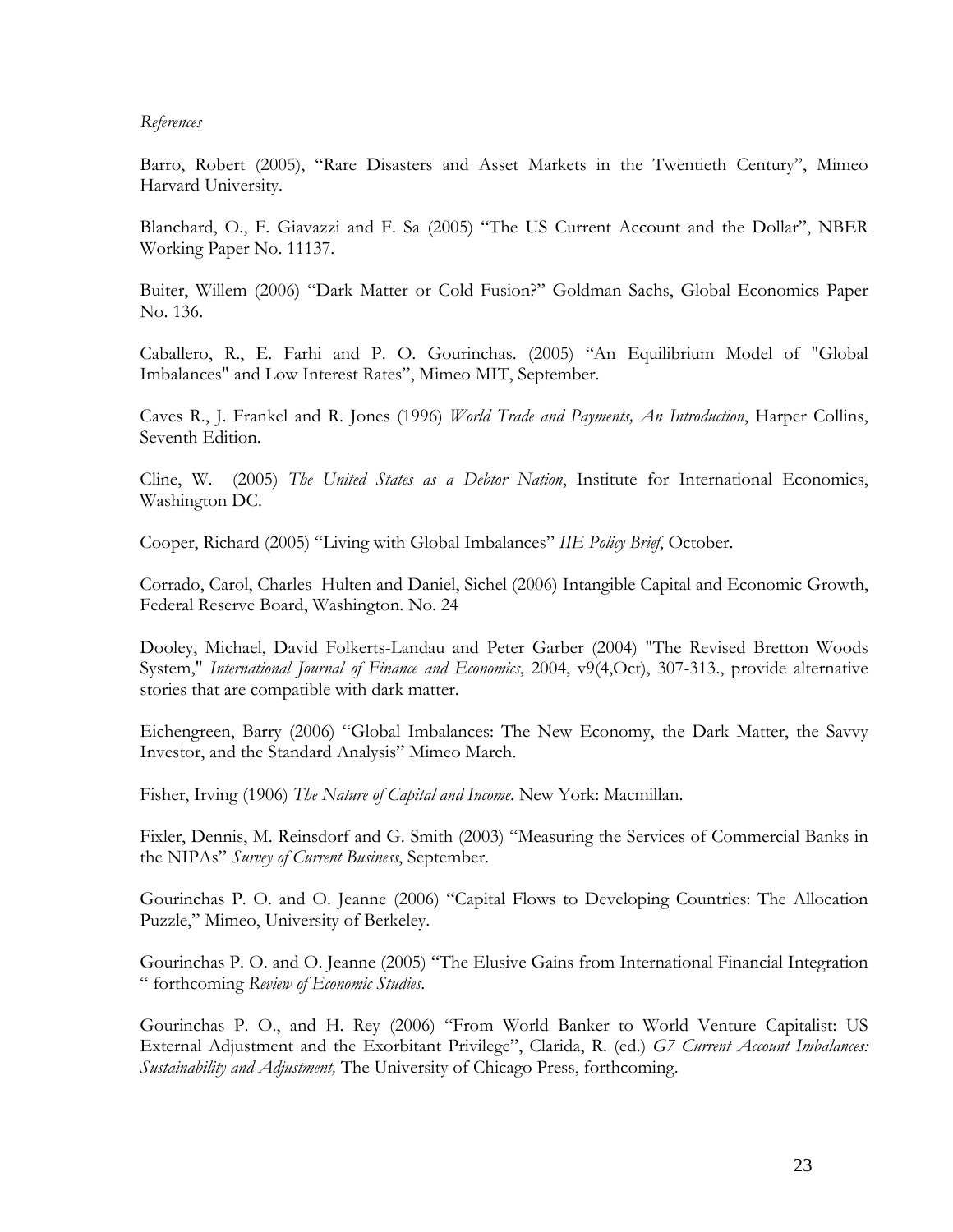*References*

Barro, Robert (2005), "Rare Disasters and Asset Markets in the Twentieth Century", Mimeo Harvard University.

Blanchard, O., F. Giavazzi and F. Sa (2005) "The US Current Account and the Dollar", NBER Working Paper No. 11137.

Buiter, Willem (2006) "Dark Matter or Cold Fusion?" Goldman Sachs, Global Economics Paper No. 136.

Caballero, R., E. Farhi and P. O. Gourinchas. (2005) "An Equilibrium Model of "Global Imbalances" and Low Interest Rates", Mimeo MIT, September.

Caves R., J. Frankel and R. Jones (1996) *World Trade and Payments, An Introduction*, Harper Collins, Seventh Edition.

Cline, W. (2005) *The United States as a Debtor Nation*, Institute for International Economics, Washington DC.

Cooper, Richard (2005) "Living with Global Imbalances" *IIE Policy Brief*, October.

Corrado, Carol, Charles Hulten and Daniel, Sichel (2006) Intangible Capital and Economic Growth, Federal Reserve Board, Washington. No. 24

Dooley, Michael, David Folkerts-Landau and Peter Garber (2004) "The Revised Bretton Woods System," *International Journal of Finance and Economics*, 2004, v9(4,Oct), 307-313., provide alternative stories that are compatible with dark matter.

Eichengreen, Barry (2006) "Global Imbalances: The New Economy, the Dark Matter, the Savvy Investor, and the Standard Analysis" Mimeo March.

Fisher, Irving (1906) *The Nature of Capital and Income*. New York: Macmillan.

Fixler, Dennis, M. Reinsdorf and G. Smith (2003) "Measuring the Services of Commercial Banks in the NIPAs" *Survey of Current Business*, September.

Gourinchas P. O. and O. Jeanne (2006) "Capital Flows to Developing Countries: The Allocation Puzzle," Mimeo, University of Berkeley.

Gourinchas P. O. and O. Jeanne (2005) "The Elusive Gains from International Financial Integration " forthcoming *Review of Economic Studies*.

Gourinchas P. O., and H. Rey (2006) "From World Banker to World Venture Capitalist: US External Adjustment and the Exorbitant Privilege", Clarida, R. (ed.) *G7 Current Account Imbalances: Sustainability and Adjustment,* The University of Chicago Press, forthcoming.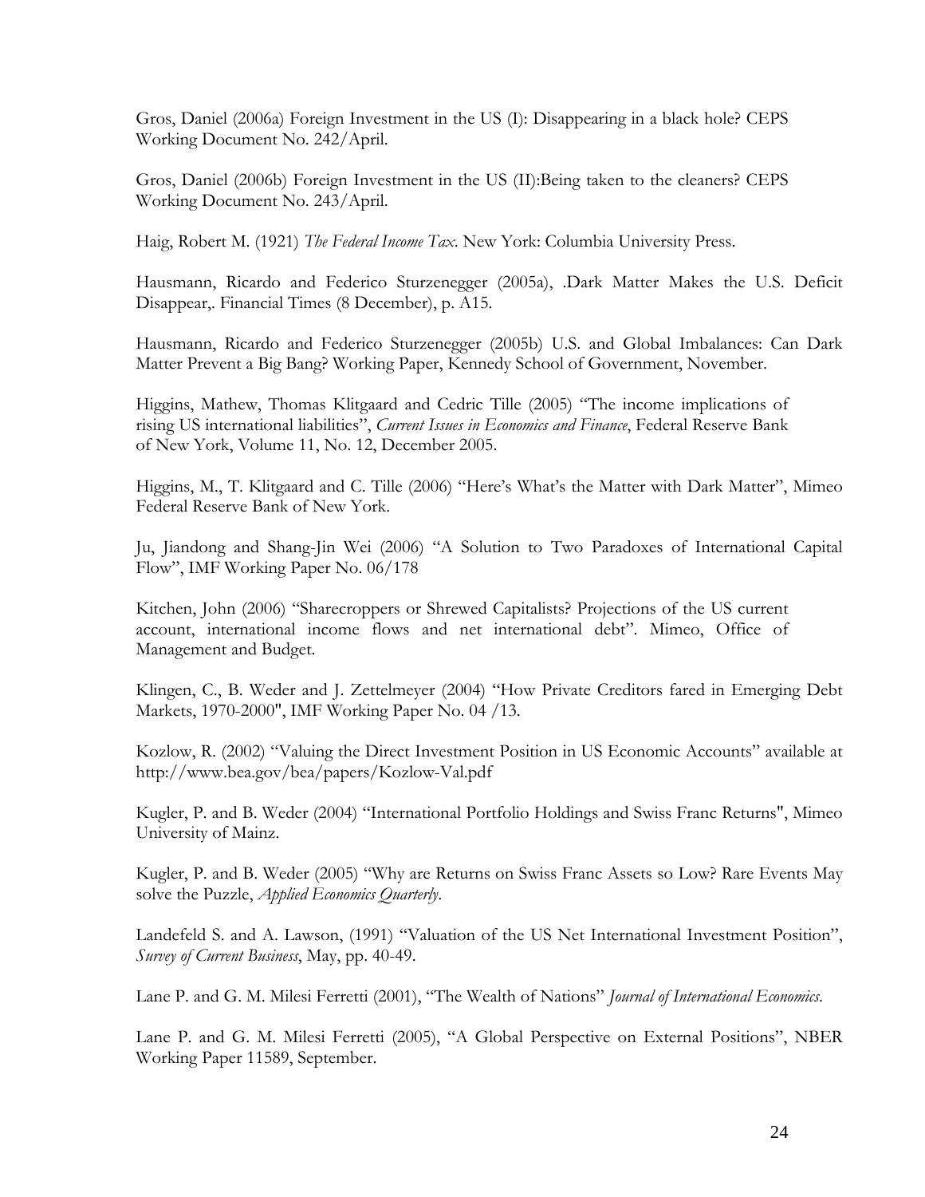Gros, Daniel (2006a) Foreign Investment in the US (I): Disappearing in a black hole? CEPS Working Document No. 242/April.

Gros, Daniel (2006b) Foreign Investment in the US (II):Being taken to the cleaners? CEPS Working Document No. 243/April.

Haig, Robert M. (1921) *The Federal Income Tax*. New York: Columbia University Press.

Hausmann, Ricardo and Federico Sturzenegger (2005a), .Dark Matter Makes the U.S. Deficit Disappear,. Financial Times (8 December), p. A15.

Hausmann, Ricardo and Federico Sturzenegger (2005b) U.S. and Global Imbalances: Can Dark Matter Prevent a Big Bang? Working Paper, Kennedy School of Government, November.

Higgins, Mathew, Thomas Klitgaard and Cedric Tille (2005) "The income implications of rising US international liabilities", *Current Issues in Economics and Finance*, Federal Reserve Bank of New York, Volume 11, No. 12, December 2005.

Higgins, M., T. Klitgaard and C. Tille (2006) "Here's What's the Matter with Dark Matter", Mimeo Federal Reserve Bank of New York.

Ju, Jiandong and Shang-Jin Wei (2006) "A Solution to Two Paradoxes of International Capital Flow", IMF Working Paper No. 06/178

Kitchen, John (2006) "Sharecroppers or Shrewed Capitalists? Projections of the US current account, international income flows and net international debt". Mimeo, Office of Management and Budget.

Klingen, C., B. Weder and J. Zettelmeyer (2004) "How Private Creditors fared in Emerging Debt Markets, 1970-2000", IMF Working Paper No. 04 /13.

Kozlow, R. (2002) "Valuing the Direct Investment Position in US Economic Accounts" available at http://www.bea.gov/bea/papers/Kozlow-Val.pdf

Kugler, P. and B. Weder (2004) "International Portfolio Holdings and Swiss Franc Returns", Mimeo University of Mainz.

Kugler, P. and B. Weder (2005) "Why are Returns on Swiss Franc Assets so Low? Rare Events May solve the Puzzle, *Applied Economics Quarterly*.

Landefeld S. and A. Lawson, (1991) "Valuation of the US Net International Investment Position", *Survey of Current Business*, May, pp. 40-49.

Lane P. and G. M. Milesi Ferretti (2001), "The Wealth of Nations" *Journal of International Economics*.

Lane P. and G. M. Milesi Ferretti (2005), "A Global Perspective on External Positions", NBER Working Paper 11589, September.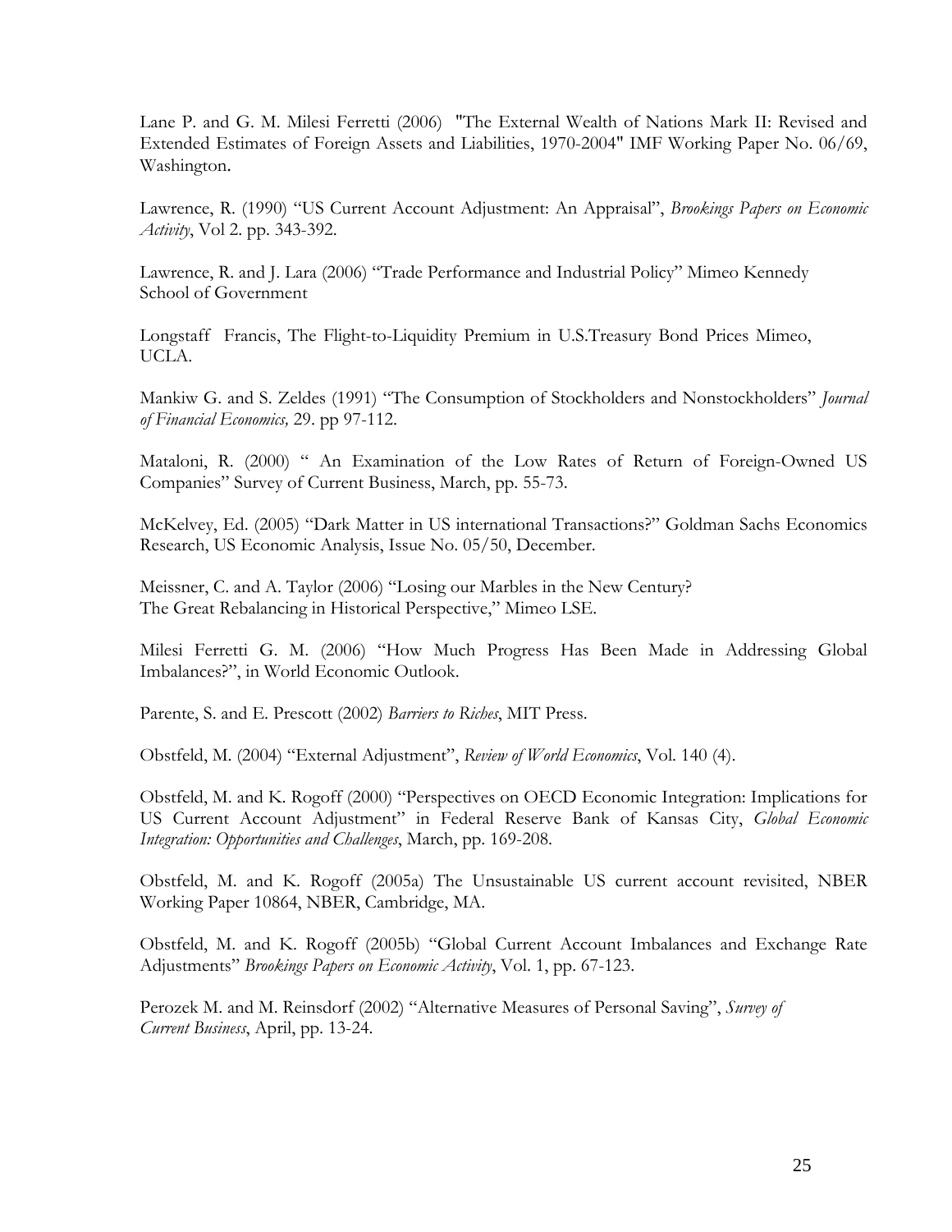Lane P. and G. M. Milesi Ferretti (2006) "The External Wealth of Nations Mark II: Revised and Extended Estimates of Foreign Assets and Liabilities, 1970-2004" IMF Working Paper No. 06/69, Washington.

Lawrence, R. (1990) "US Current Account Adjustment: An Appraisal", *Brookings Papers on Economic Activity*, Vol 2. pp. 343-392.

Lawrence, R. and J. Lara (2006) "Trade Performance and Industrial Policy" Mimeo Kennedy School of Government

Longstaff Francis, The Flight-to-Liquidity Premium in U.S.Treasury Bond Prices Mimeo, UCLA.

Mankiw G. and S. Zeldes (1991) "The Consumption of Stockholders and Nonstockholders" *Journal of Financial Economics,* 29. pp 97-112.

Mataloni, R. (2000) " An Examination of the Low Rates of Return of Foreign-Owned US Companies" Survey of Current Business, March, pp. 55-73.

McKelvey, Ed. (2005) "Dark Matter in US international Transactions?" Goldman Sachs Economics Research, US Economic Analysis, Issue No. 05/50, December.

Meissner, C. and A. Taylor (2006) "Losing our Marbles in the New Century? The Great Rebalancing in Historical Perspective," Mimeo LSE.

Milesi Ferretti G. M. (2006) "How Much Progress Has Been Made in Addressing Global Imbalances?", in World Economic Outlook.

Parente, S. and E. Prescott (2002) *Barriers to Riches*, MIT Press.

Obstfeld, M. (2004) "External Adjustment", *Review of World Economics*, Vol. 140 (4).

Obstfeld, M. and K. Rogoff (2000) "Perspectives on OECD Economic Integration: Implications for US Current Account Adjustment" in Federal Reserve Bank of Kansas City, *Global Economic Integration: Opportunities and Challenges*, March, pp. 169-208.

Obstfeld, M. and K. Rogoff (2005a) The Unsustainable US current account revisited, NBER Working Paper 10864, NBER, Cambridge, MA.

Obstfeld, M. and K. Rogoff (2005b) "Global Current Account Imbalances and Exchange Rate Adjustments" *Brookings Papers on Economic Activity*, Vol. 1, pp. 67-123.

Perozek M. and M. Reinsdorf (2002) "Alternative Measures of Personal Saving", *Survey of Current Business*, April, pp. 13-24.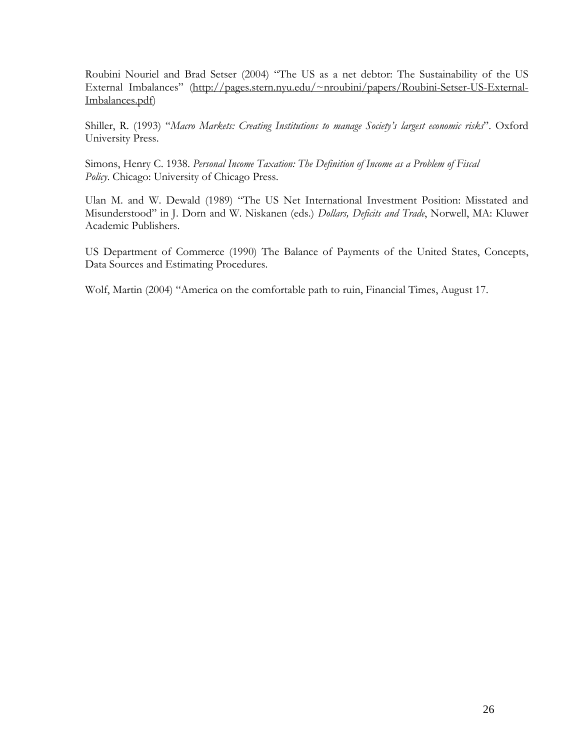Roubini Nouriel and Brad Setser (2004) "The US as a net debtor: The Sustainability of the US External Imbalances" (http://pages.stern.nyu.edu/~nroubini/papers/Roubini-Setser-US-External-Imbalances.pdf)

Shiller, R. (1993) "*Macro Markets: Creating Institutions to manage Society's largest economic risks*". Oxford University Press.

Simons, Henry C. 1938. *Personal Income Taxation: The Definition of Income as a Problem of Fiscal Policy*. Chicago: University of Chicago Press.

Ulan M. and W. Dewald (1989) "The US Net International Investment Position: Misstated and Misunderstood" in J. Dorn and W. Niskanen (eds.) *Dollars, Deficits and Trade*, Norwell, MA: Kluwer Academic Publishers.

US Department of Commerce (1990) The Balance of Payments of the United States, Concepts, Data Sources and Estimating Procedures.

Wolf, Martin (2004) "America on the comfortable path to ruin, Financial Times, August 17.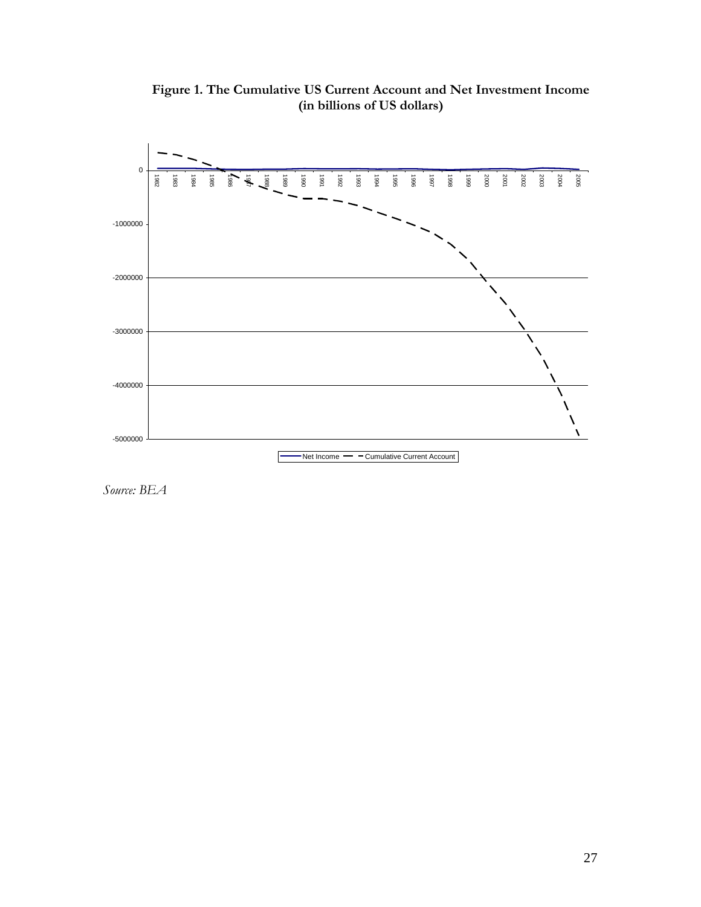**Figure 1. The Cumulative US Current Account and Net Investment Income (in billions of US dollars)**

0

-1000000

-2000000

-3000000

-4000000

-5000000

1982 1983 1984 1985 1986 1987 1988 1989 1990 1991 1992 1993 1994 1995 1996 1997 1998 1999 2000 2001 2002 2003 2004 2005

Net Income   Cumulative Current Account

*Source: BEA*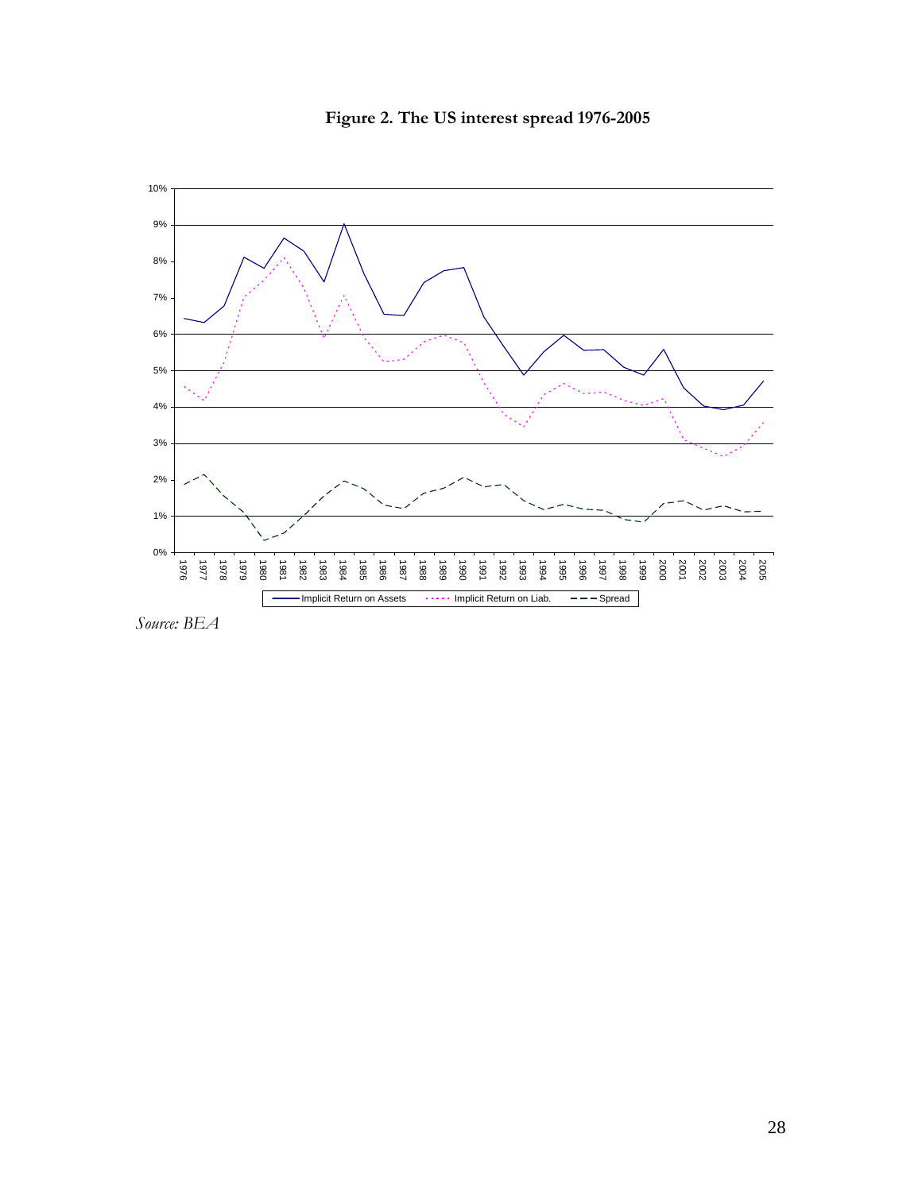**Figure 2. The US interest spread 1976-2005**

10%
9%
8%
7%
6%
5%
4%
3%
2%
1%
0%

1976 1977 1978 1979 1980 1981 1982 1983 1984 1985 1986 1987 1988 1989 1990 1991 1992 1993 1994 1995 1996 1997 1998 1999 2000 2001 2002 2003 2004 2005

Implicit Return on Assets
Implicit Return on Liab.
Spread

*Source: BEA*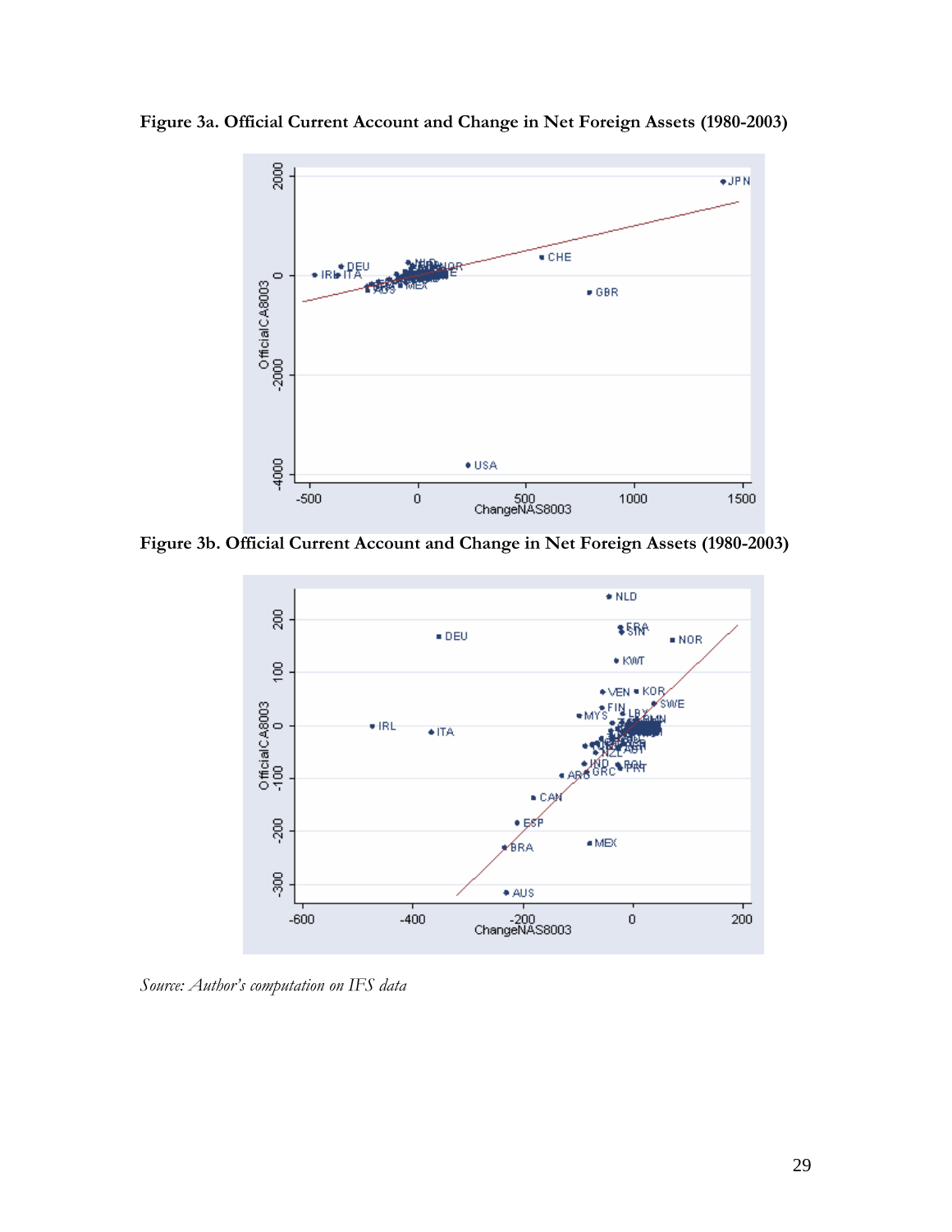**Figure 3a. Official Current Account and Change in Net Foreign Assets (1980-2003)**

OfficialCA8003

2000
0
-2000
-4000

-500
0
500
1000
1500

ChangeNAS8003

JPN
CHE
GBR
USA
DEU
IRL
ITA
AUS
MEX
NOR

**Figure 3b. Official Current Account and Change in Net Foreign Assets (1980-2003)**

OfficialCA8003

200
100
0
-100
-200
-300

-600
-400
-200
0
200

ChangeNAS8003

NLD
FRA
SIN
DEU
NOR
KWT
VEN
KOR
FIN
SWE
MYS
LBY
IRL
ITA
NZL
AUT
IND
POL
PRT
ARG
GRC
CAN
ESP
BRA
MEX
AUS

*Source: Author's computation on IFS data*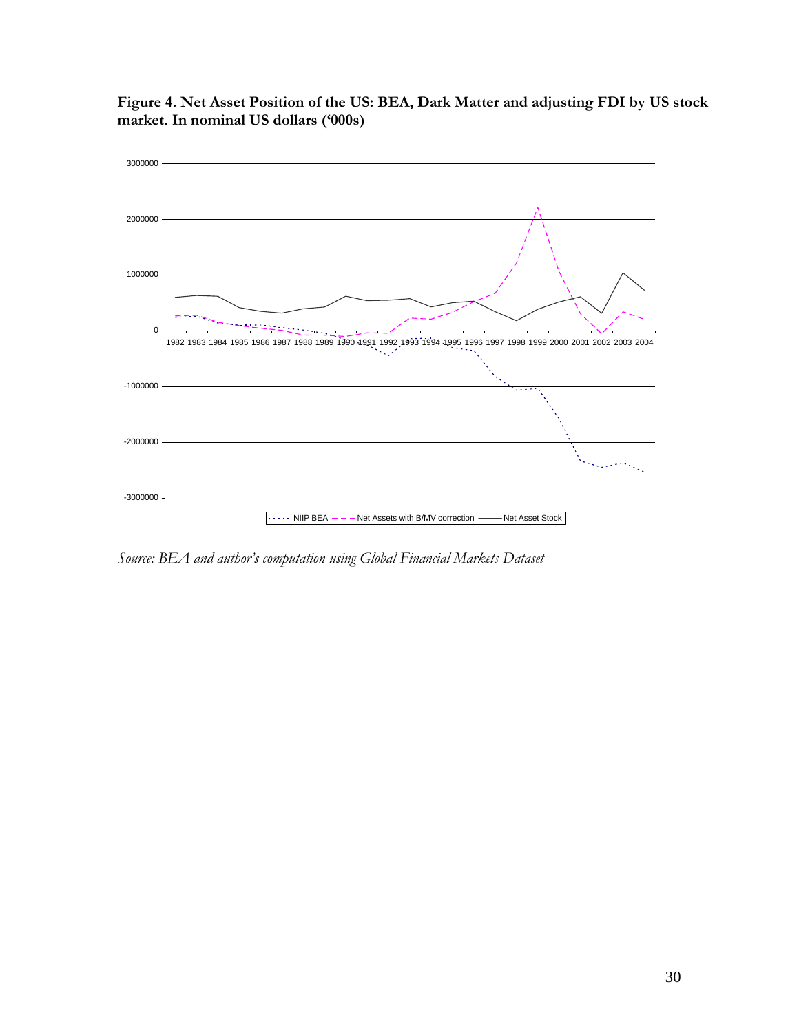**Figure 4. Net Asset Position of the US: BEA, Dark Matter and adjusting FDI by US stock market. In nominal US dollars ('000s)**

3000000
2000000
1000000
0
-1000000
-2000000
-3000000

1982 1983 1984 1985 1986 1987 1988 1989 1990 1991 1992 1993 1994 1995 1996 1997 1998 1999 2000 2001 2002 2003 2004

NIIP BEA
Net Assets with B/MV correction
Net Asset Stock

*Source: BEA and author's computation using Global Financial Markets Dataset*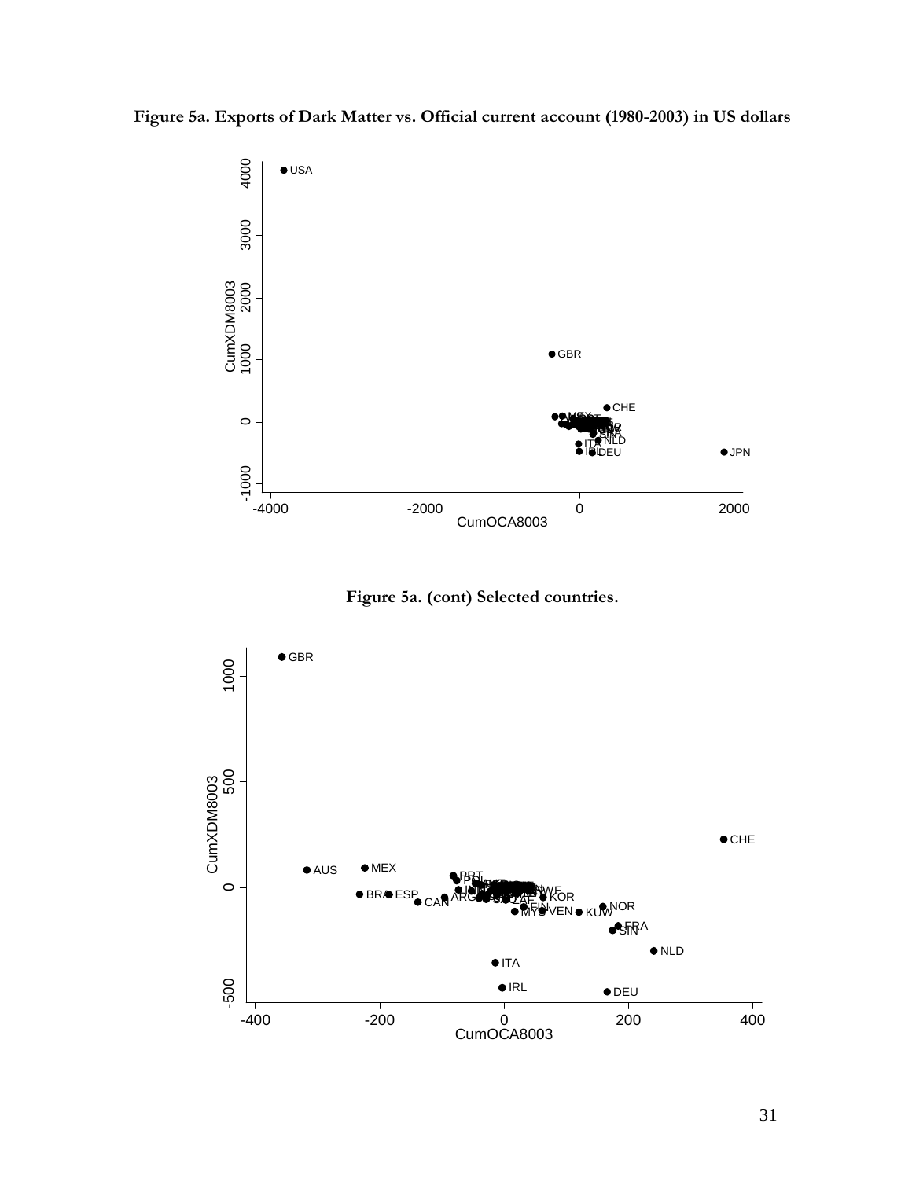**Figure 5a. Exports of Dark Matter vs. Official current account (1980-2003) in US dollars**

CumXDM8003

4000
3000
2000
1000
0
-1000

-4000
-2000
0
2000

CumOCA8003

USA
GBR
CHE
JPN
NLD
ITA
IRL
DEU

**Figure 5a. (cont) Selected countries.**

CumXDM8003

1000
500
0
-500

-400
-200
0
200
400

CumOCA8003

GBR
CHE
AUS
MEX
PRT
POL
BRA
ESP
CAN
ARG
SWE
KOR
NOR
MYS
VEN
KUW
FRA
SIN
NLD
ITA
IRL
DEU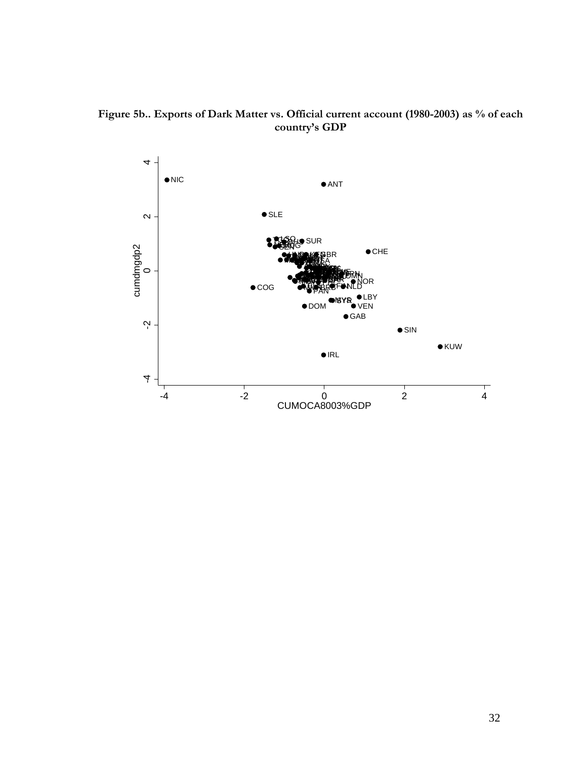**Figure 5b.. Exports of Dark Matter vs. Official current account (1980-2003) as % of each country's GDP**

cumdmgdp2

4
2
0
-2
-4

-4
-2
0
2
4

CUMOCA8003%GDP

NIC
ANT
SLE
SUR
CHE
COG
LBY
VEN
DOM
GAB
SIN
KUW
IRL
NOR
NLD
PAN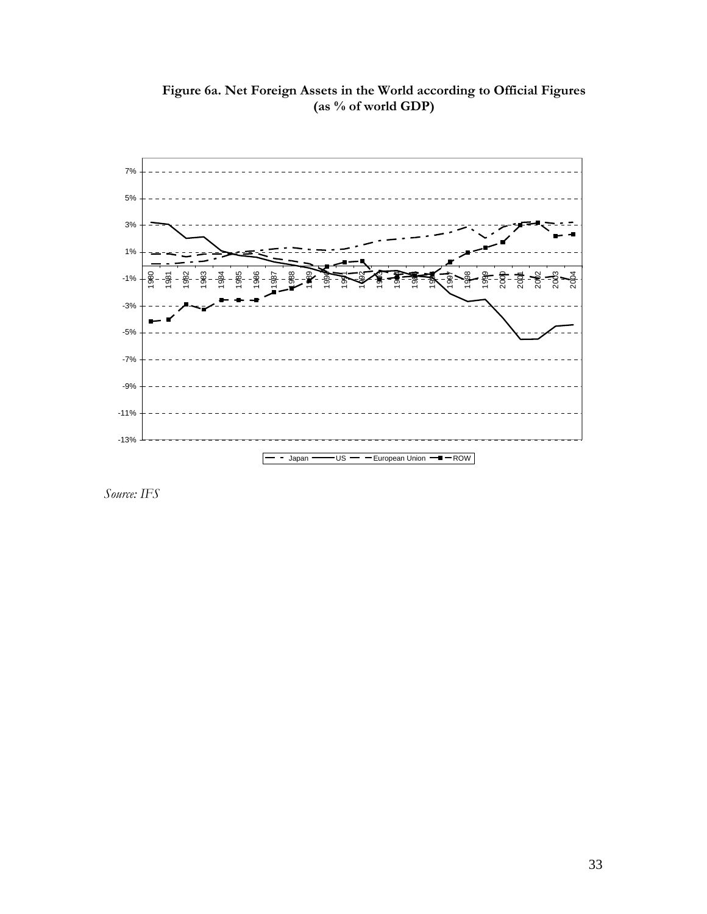**Figure 6a. Net Foreign Assets in the World according to Official Figures (as % of world GDP)**

7%
5%
3%
1%
-1%
-3%
-5%
-7%
-9%
-11%
-13%

1980 1981 1982 1983 1984 1985 1986 1987 1988 1989 1990 1991 1992 1993 1994 1995 1996 1997 1998 1999 2000 2001 2002 2003 2004

Japan US European Union ROW

*Source: IFS*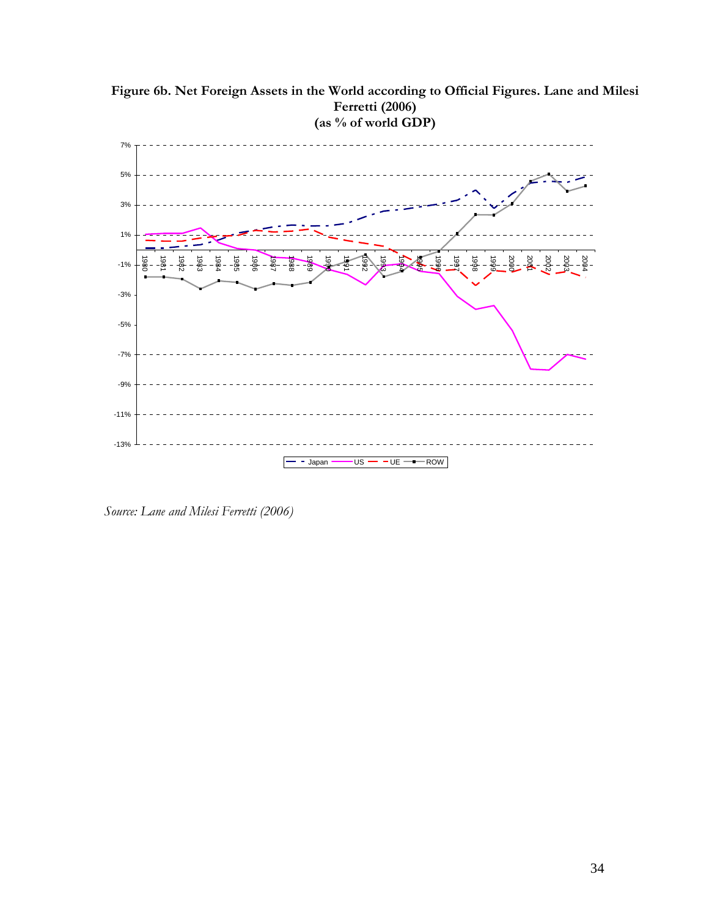**Figure 6b. Net Foreign Assets in the World according to Official Figures. Lane and Milesi Ferretti (2006)**
**(as % of world GDP)**

7%
5%
3%
1%
-1%
-3%
-5%
-7%
-9%
-11%
-13%

1980 1981 1982 1983 1984 1985 1986 1987 1988 1989 1990 1991 1992 1993 1994 1995 1996 1997 1998 1999 2000 2001 2002 2003 2004

Japan US UE ROW

*Source: Lane and Milesi Ferretti (2006)*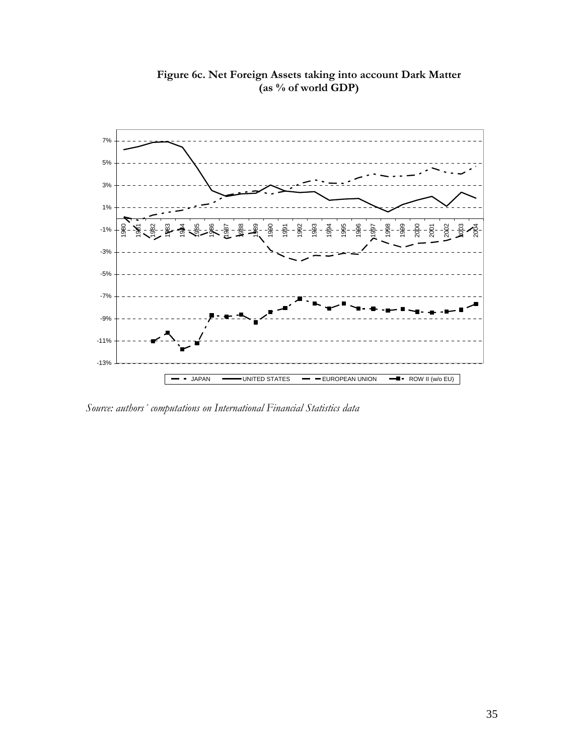**Figure 6c. Net Foreign Assets taking into account Dark Matter (as % of world GDP)**

7%
5%
3%
1%
-1%
-3%
-5%
-7%
-9%
-11%
-13%

1980 1981 1982 1983 1984 1985 1986 1987 1988 1989 1990 1991 1992 1993 1994 1995 1996 1997 1998 1999 2000 2001 2002 2003 2004

JAPAN
UNITED STATES
EUROPEAN UNION
ROW II (w/o EU)

*Source: authors´ computations on International Financial Statistics data*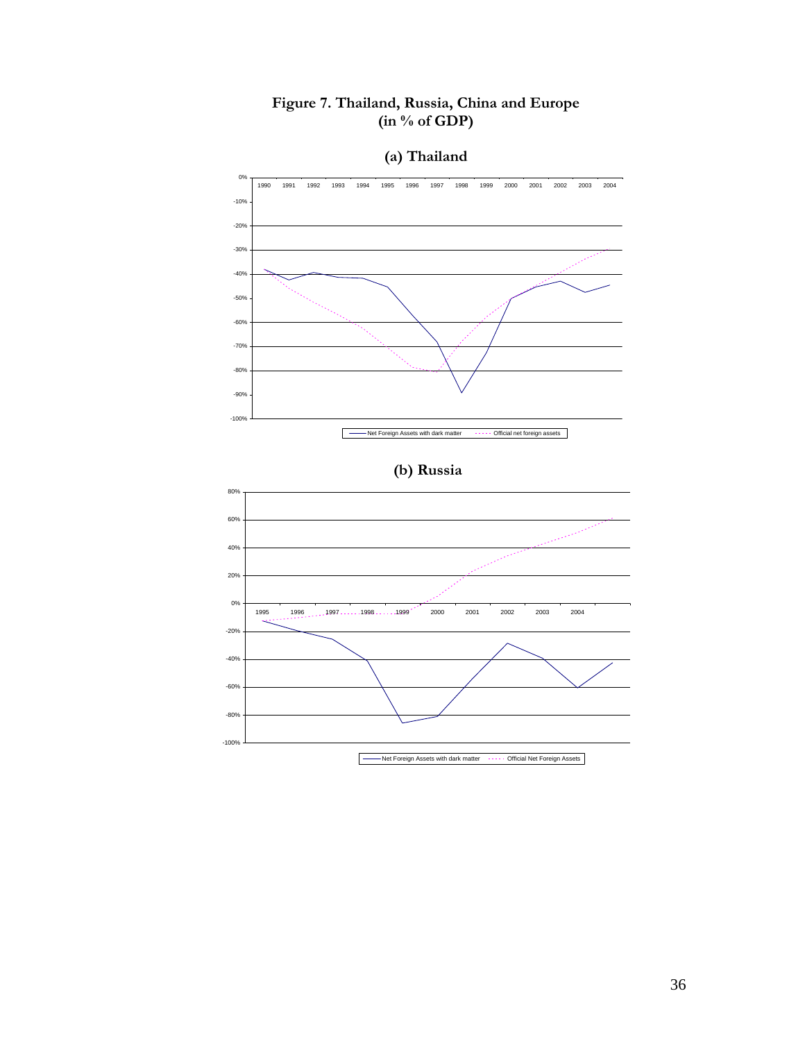**Figure 7. Thailand, Russia, China and Europe**
**(in % of GDP)**

**(a) Thailand**

0%
-10%
-20%
-30%
-40%
-50%
-60%
-70%
-80%
-90%
-100%

1990 1991 1992 1993 1994 1995 1996 1997 1998 1999 2000 2001 2002 2003 2004

Net Foreign Assets with dark matter
Official net foreign assets

**(b) Russia**

80%
60%
40%
20%
0%
-20%
-40%
-60%
-80%
-100%

1995 1996 1997 1998 1999 2000 2001 2002 2003 2004

Net Foreign Assets with dark matter
Official Net Foreign Assets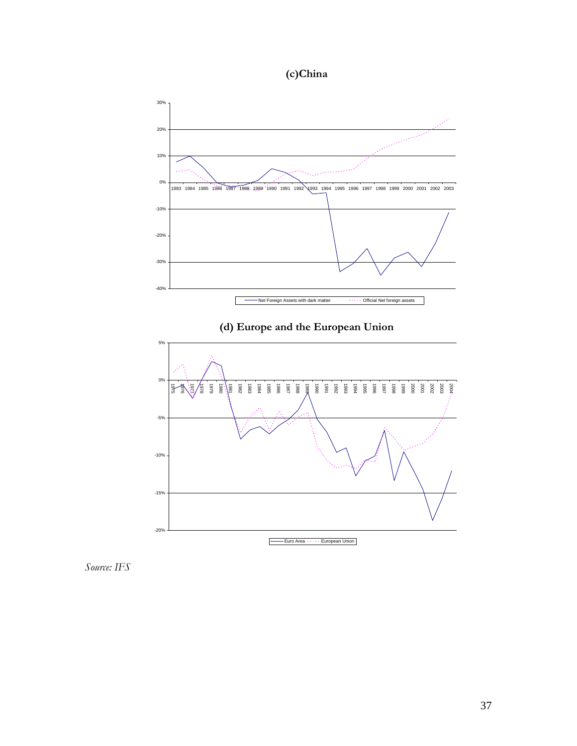**(c)China**

30%
20%
10%
0%
-10%
-20%
-30%
-40%

1983 1984 1985 1986 1987 1988 1989 1990 1991 1992 1993 1994 1995 1996 1997 1998 1999 2000 2001 2002 2003

Net Foreign Assets with dark matter    Official Net foreign assets

**(d) Europe and the European Union**

5%
0%
-5%
-10%
-15%
-20%

1975 1976 1977 1978 1979 1980 1981 1982 1983 1984 1985 1986 1987 1988 1989 1990 1991 1992 1993 1994 1995 1996 1997 1998 1999 2000 2001 2002 2003 2004

Euro Area    European Union

*Source: IFS*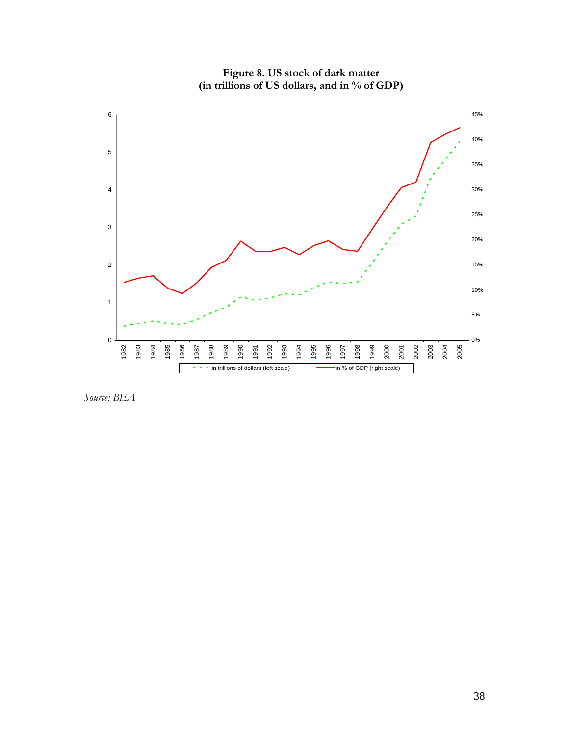**Figure 8. US stock of dark matter**
**(in trillions of US dollars, and in % of GDP)**

6
5
4
3
2
1
0

45%
40%
35%
30%
25%
20%
15%
10%
5%
0%

1982 1983 1984 1985 1986 1987 1988 1989 1990 1991 1992 1993 1994 1995 1996 1997 1998 1999 2000 2001 2002 2003 2004 2005

in trillions of dollars (left scale)
in % of GDP (right scale)

*Source: BEA*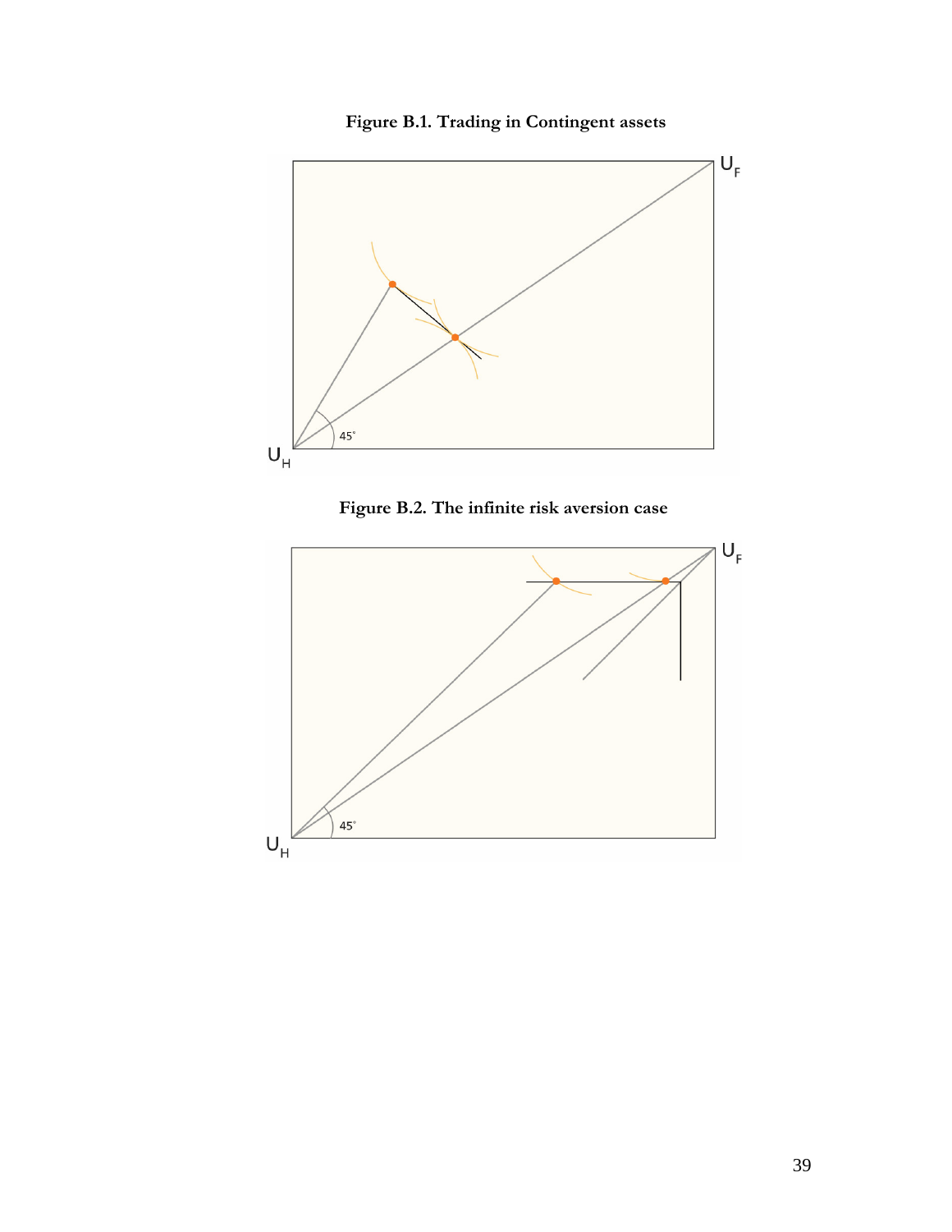**Figure B.1. Trading in Contingent assets**

$U_F$

45°

$U_H$

**Figure B.2. The infinite risk aversion case**

$U_F$

45°

$U_H$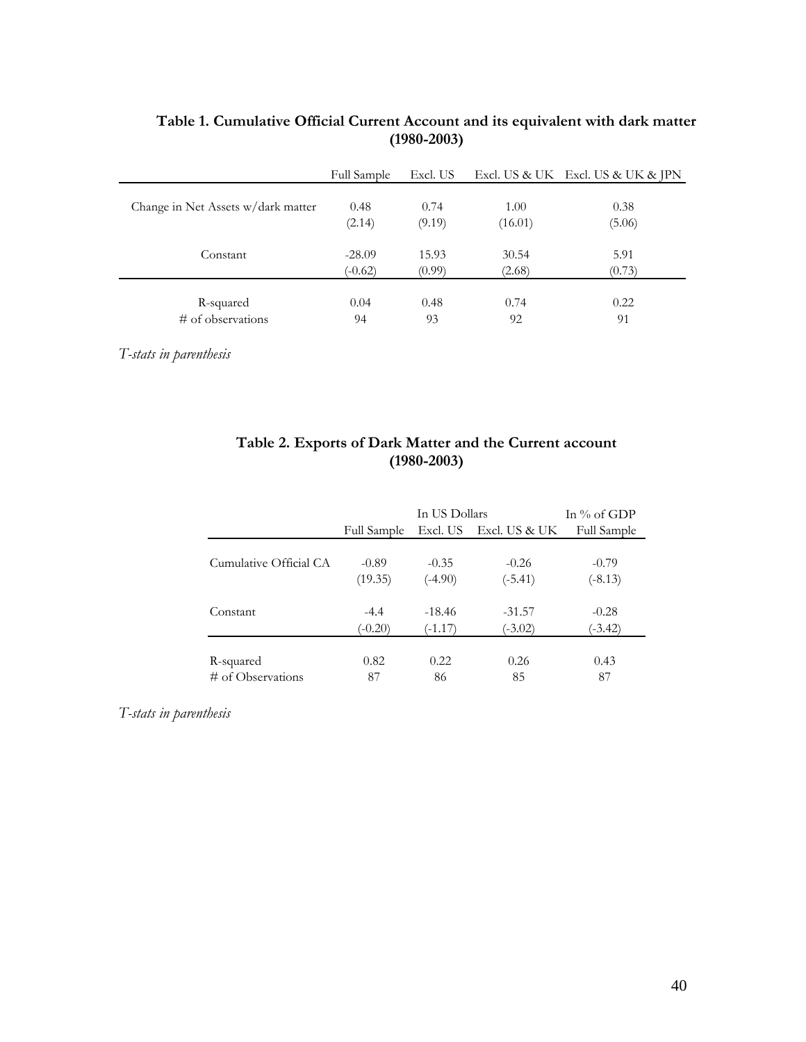**Table 1. Cumulative Official Current Account and its equivalent with dark matter (1980-2003)**

| | Full Sample | Excl. US | Excl. US & UK | Excl. US & UK & JPN |
|---|---|---|---|---|
| Change in Net Assets w/dark matter | 0.48 | 0.74 | 1.00 | 0.38 |
| | (2.14) | (9.19) | (16.01) | (5.06) |
| Constant | -28.09 | 15.93 | 30.54 | 5.91 |
| | (-0.62) | (0.99) | (2.68) | (0.73) |
| R-squared | 0.04 | 0.48 | 0.74 | 0.22 |
| # of observations | 94 | 93 | 92 | 91 |

*T-stats in parenthesis*

**Table 2. Exports of Dark Matter and the Current account (1980-2003)**

| | In US Dollars | | | In % of GDP |
|---|---|---|---|---|
| | Full Sample | Excl. US | Excl. US & UK | Full Sample |
| Cumulative Official CA | -0.89 | -0.35 | -0.26 | -0.79 |
| | (19.35) | (-4.90) | (-5.41) | (-8.13) |
| Constant | -4.4 | -18.46 | -31.57 | -0.28 |
| | (-0.20) | (-1.17) | (-3.02) | (-3.42) |
| R-squared | 0.82 | 0.22 | 0.26 | 0.43 |
| # of Observations | 87 | 86 | 85 | 87 |

*T-stats in parenthesis*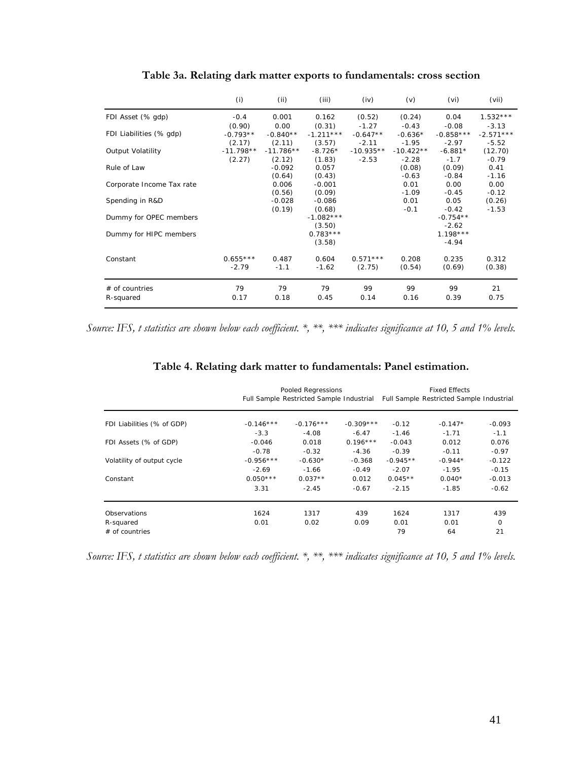**Table 3a. Relating dark matter exports to fundamentals: cross section**

| | (i) | (ii) | (iii) | (iv) | (v) | (vi) | (vii) |
|---|---|---|---|---|---|---|---|
| FDI Asset (% gdp) | -0.4 | 0.001 | 0.162 | (0.52) | (0.24) | 0.04 | 1.532*** |
| | (0.90) | 0.00 | (0.31) | -1.27 | -0.43 | -0.08 | -3.13 |
| FDI Liabilities (% gdp) | -0.793** | -0.840** | -1.211*** | -0.647** | -0.636* | -0.858*** | -2.571*** |
| | (2.17) | (2.11) | (3.57) | -2.11 | -1.95 | -2.97 | -5.52 |
| Output Volatility | -11.798** | -11.786** | -8.726* | -10.935** | -10.422** | -6.881* | (12.70) |
| | (2.27) | (2.12) | (1.83) | -2.53 | -2.28 | -1.7 | -0.79 |
| Rule of Law | | -0.092 | 0.057 | | (0.08) | (0.09) | 0.41 |
| | | (0.64) | (0.43) | | -0.63 | -0.84 | -1.16 |
| Corporate Income Tax rate | | 0.006 | -0.001 | | 0.01 | 0.00 | 0.00 |
| | | (0.56) | (0.09) | | -1.09 | -0.45 | -0.12 |
| Spending in R&D | | -0.028 | -0.086 | | 0.01 | 0.05 | (0.26) |
| | | (0.19) | (0.68) | | -0.1 | -0.42 | -1.53 |
| Dummy for OPEC members | | | -1.082*** | | | -0.754** | |
| | | | (3.50) | | | -2.62 | |
| Dummy for HIPC members | | | 0.783*** | | | 1.198*** | |
| | | | (3.58) | | | -4.94 | |
| Constant | 0.655*** | 0.487 | 0.604 | 0.571*** | 0.208 | 0.235 | 0.312 |
| | -2.79 | -1.1 | -1.62 | (2.75) | (0.54) | (0.69) | (0.38) |
| # of countries | 79 | 79 | 79 | 99 | 99 | 99 | 21 |
| R-squared | 0.17 | 0.18 | 0.45 | 0.14 | 0.16 | 0.39 | 0.75 |

*Source: IFS, t statistics are shown below each coefficient. *, **, *** indicates significance at 10, 5 and 1% levels.*

**Table 4. Relating dark matter to fundamentals: Panel estimation.**

| | Pooled Regressions | | | Fixed Effects | | |
|---|---|---|---|---|---|---|
| | Full Sample | Restricted Sample | Industrial | Full Sample | Restricted Sample | Industrial |
| FDI Liabilities (% of GDP) | -0.146*** | -0.176*** | -0.309*** | -0.12 | -0.147* | -0.093 |
| | -3.3 | -4.08 | -6.47 | -1.46 | -1.71 | -1.1 |
| FDI Assets (% of GDP) | -0.046 | 0.018 | 0.196*** | -0.043 | 0.012 | 0.076 |
| | -0.78 | -0.32 | -4.36 | -0.39 | -0.11 | -0.97 |
| Volatility of output cycle | -0.956*** | -0.630* | -0.368 | -0.945** | -0.944* | -0.122 |
| | -2.69 | -1.66 | -0.49 | -2.07 | -1.95 | -0.15 |
| Constant | 0.050*** | 0.037** | 0.012 | 0.045** | 0.040* | -0.013 |
| | 3.31 | -2.45 | -0.67 | -2.15 | -1.85 | -0.62 |
| Observations | 1624 | 1317 | 439 | 1624 | 1317 | 439 |
| R-squared | 0.01 | 0.02 | 0.09 | 0.01 | 0.01 | 0 |
| # of countries | | | | 79 | 64 | 21 |

*Source: IFS, t statistics are shown below each coefficient. *, **, *** indicates significance at 10, 5 and 1% levels.*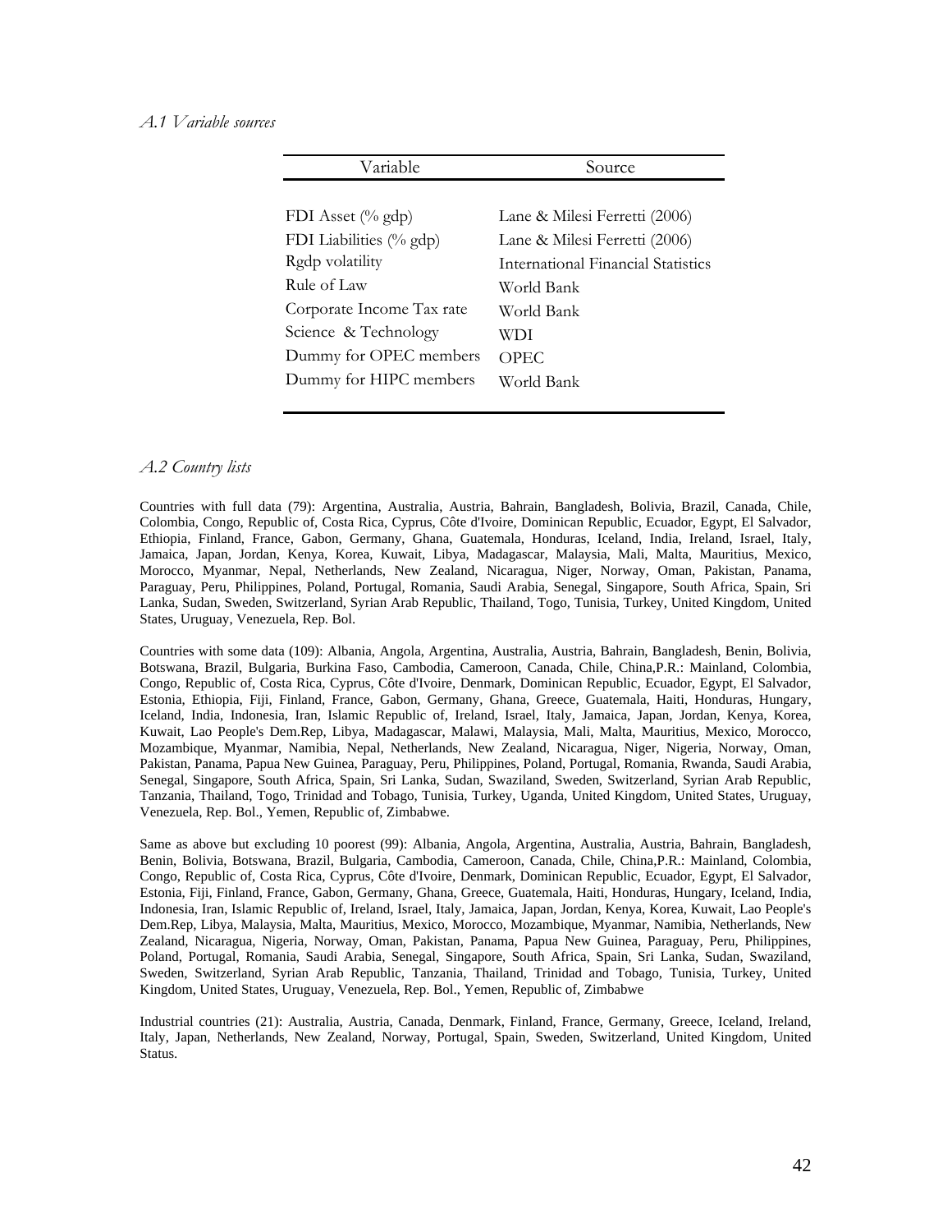*A.1 Variable sources*

| Variable | Source |
|---|---|
| FDI Asset (% gdp) | Lane & Milesi Ferretti (2006) |
| FDI Liabilities (% gdp) | Lane & Milesi Ferretti (2006) |
| Rgdp volatility | International Financial Statistics |
| Rule of Law | World Bank |
| Corporate Income Tax rate | World Bank |
| Science & Technology | WDI |
| Dummy for OPEC members | OPEC |
| Dummy for HIPC members | World Bank |

*A.2 Country lists*

Countries with full data (79): Argentina, Australia, Austria, Bahrain, Bangladesh, Bolivia, Brazil, Canada, Chile, Colombia, Congo, Republic of, Costa Rica, Cyprus, Côte d'Ivoire, Dominican Republic, Ecuador, Egypt, El Salvador, Ethiopia, Finland, France, Gabon, Germany, Ghana, Guatemala, Honduras, Iceland, India, Ireland, Israel, Italy, Jamaica, Japan, Jordan, Kenya, Korea, Kuwait, Libya, Madagascar, Malaysia, Mali, Malta, Mauritius, Mexico, Morocco, Myanmar, Nepal, Netherlands, New Zealand, Nicaragua, Niger, Norway, Oman, Pakistan, Panama, Paraguay, Peru, Philippines, Poland, Portugal, Romania, Saudi Arabia, Senegal, Singapore, South Africa, Spain, Sri Lanka, Sudan, Sweden, Switzerland, Syrian Arab Republic, Thailand, Togo, Tunisia, Turkey, United Kingdom, United States, Uruguay, Venezuela, Rep. Bol.

Countries with some data (109): Albania, Angola, Argentina, Australia, Austria, Bahrain, Bangladesh, Benin, Bolivia, Botswana, Brazil, Bulgaria, Burkina Faso, Cambodia, Cameroon, Canada, Chile, China,P.R.: Mainland, Colombia, Congo, Republic of, Costa Rica, Cyprus, Côte d'Ivoire, Denmark, Dominican Republic, Ecuador, Egypt, El Salvador, Estonia, Ethiopia, Fiji, Finland, France, Gabon, Germany, Ghana, Greece, Guatemala, Haiti, Honduras, Hungary, Iceland, India, Indonesia, Iran, Islamic Republic of, Ireland, Israel, Italy, Jamaica, Japan, Jordan, Kenya, Korea, Kuwait, Lao People's Dem.Rep, Libya, Madagascar, Malawi, Malaysia, Mali, Malta, Mauritius, Mexico, Morocco, Mozambique, Myanmar, Namibia, Nepal, Netherlands, New Zealand, Nicaragua, Niger, Nigeria, Norway, Oman, Pakistan, Panama, Papua New Guinea, Paraguay, Peru, Philippines, Poland, Portugal, Romania, Rwanda, Saudi Arabia, Senegal, Singapore, South Africa, Spain, Sri Lanka, Sudan, Swaziland, Sweden, Switzerland, Syrian Arab Republic, Tanzania, Thailand, Togo, Trinidad and Tobago, Tunisia, Turkey, Uganda, United Kingdom, United States, Uruguay, Venezuela, Rep. Bol., Yemen, Republic of, Zimbabwe.

Same as above but excluding 10 poorest (99): Albania, Angola, Argentina, Australia, Austria, Bahrain, Bangladesh, Benin, Bolivia, Botswana, Brazil, Bulgaria, Cambodia, Cameroon, Canada, Chile, China,P.R.: Mainland, Colombia, Congo, Republic of, Costa Rica, Cyprus, Côte d'Ivoire, Denmark, Dominican Republic, Ecuador, Egypt, El Salvador, Estonia, Fiji, Finland, France, Gabon, Germany, Ghana, Greece, Guatemala, Haiti, Honduras, Hungary, Iceland, India, Indonesia, Iran, Islamic Republic of, Ireland, Israel, Italy, Jamaica, Japan, Jordan, Kenya, Korea, Kuwait, Lao People's Dem.Rep, Libya, Malaysia, Malta, Mauritius, Mexico, Morocco, Mozambique, Myanmar, Namibia, Netherlands, New Zealand, Nicaragua, Nigeria, Norway, Oman, Pakistan, Panama, Papua New Guinea, Paraguay, Peru, Philippines, Poland, Portugal, Romania, Saudi Arabia, Senegal, Singapore, South Africa, Spain, Sri Lanka, Sudan, Swaziland, Sweden, Switzerland, Syrian Arab Republic, Tanzania, Thailand, Trinidad and Tobago, Tunisia, Turkey, United Kingdom, United States, Uruguay, Venezuela, Rep. Bol., Yemen, Republic of, Zimbabwe

Industrial countries (21): Australia, Austria, Canada, Denmark, Finland, France, Germany, Greece, Iceland, Ireland, Italy, Japan, Netherlands, New Zealand, Norway, Portugal, Spain, Sweden, Switzerland, United Kingdom, United Status.